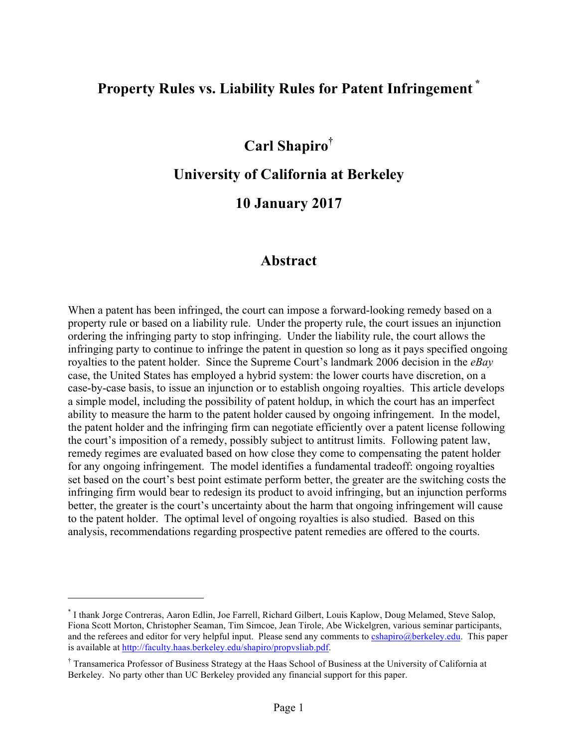# Property Rules vs. Liability Rules for Patent Infringement [*]

## Carl Shapiro[†]

## University of California at Berkeley

## 10 January 2017

## Abstract

When a patent has been infringed, the court can impose a forward-looking remedy based on a property rule or based on a liability rule. Under the property rule, the court issues an injunction ordering the infringing party to stop infringing. Under the liability rule, the court allows the infringing party to continue to infringe the patent in question so long as it pays specified ongoing royalties to the patent holder. Since the Supreme Court's landmark 2006 decision in the *eBay* case, the United States has employed a hybrid system: the lower courts have discretion, on a case-by-case basis, to issue an injunction or to establish ongoing royalties. This article develops a simple model, including the possibility of patent holdup, in which the court has an imperfect ability to measure the harm to the patent holder caused by ongoing infringement. In the model, the patent holder and the infringing firm can negotiate efficiently over a patent license following the court's imposition of a remedy, possibly subject to antitrust limits. Following patent law, remedy regimes are evaluated based on how close they come to compensating the patent holder for any ongoing infringement. The model identifies a fundamental tradeoff: ongoing royalties set based on the court's best point estimate perform better, the greater are the switching costs the infringing firm would bear to redesign its product to avoid infringing, but an injunction performs better, the greater is the court's uncertainty about the harm that ongoing infringement will cause to the patent holder. The optimal level of ongoing royalties is also studied. Based on this analysis, recommendations regarding prospective patent remedies are offered to the courts.

---

[*] I thank Jorge Contreras, Aaron Edlin, Joe Farrell, Richard Gilbert, Louis Kaplow, Doug Melamed, Steve Salop, Fiona Scott Morton, Christopher Seaman, Tim Simcoe, Jean Tirole, Abe Wickelgren, various seminar participants, and the referees and editor for very helpful input. Please send any comments to cshapiro@berkeley.edu. This paper is available at http://faculty.haas.berkeley.edu/shapiro/propvsliab.pdf.

[†] Transamerica Professor of Business Strategy at the Haas School of Business at the University of California at Berkeley. No party other than UC Berkeley provided any financial support for this paper.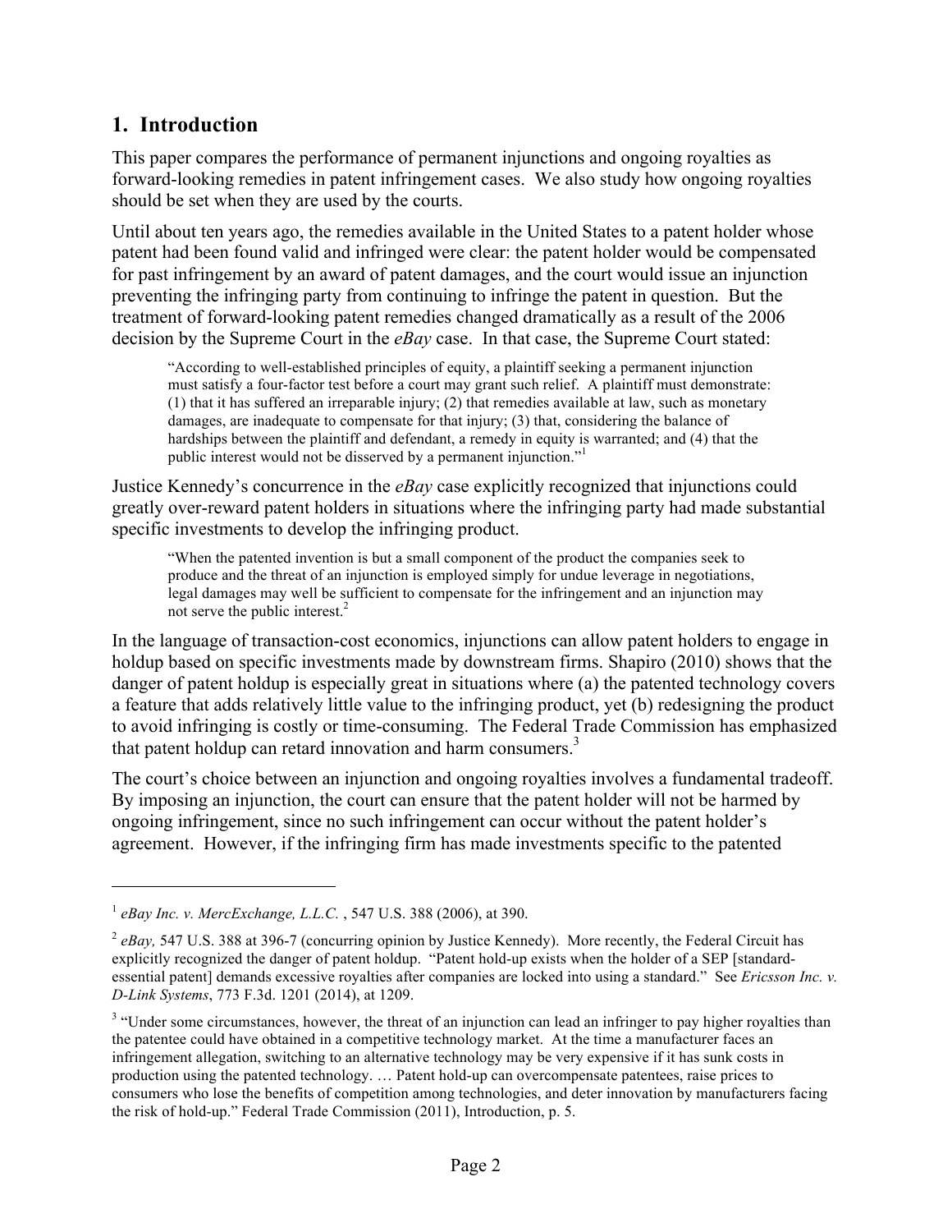## 1. Introduction

This paper compares the performance of permanent injunctions and ongoing royalties as forward-looking remedies in patent infringement cases. We also study how ongoing royalties should be set when they are used by the courts.

Until about ten years ago, the remedies available in the United States to a patent holder whose patent had been found valid and infringed were clear: the patent holder would be compensated for past infringement by an award of patent damages, and the court would issue an injunction preventing the infringing party from continuing to infringe the patent in question. But the treatment of forward-looking patent remedies changed dramatically as a result of the 2006 decision by the Supreme Court in the *eBay* case. In that case, the Supreme Court stated:

> "According to well-established principles of equity, a plaintiff seeking a permanent injunction must satisfy a four-factor test before a court may grant such relief. A plaintiff must demonstrate: (1) that it has suffered an irreparable injury; (2) that remedies available at law, such as monetary damages, are inadequate to compensate for that injury; (3) that, considering the balance of hardships between the plaintiff and defendant, a remedy in equity is warranted; and (4) that the public interest would not be disserved by a permanent injunction."[1]

Justice Kennedy's concurrence in the *eBay* case explicitly recognized that injunctions could greatly over-reward patent holders in situations where the infringing party had made substantial specific investments to develop the infringing product.

> "When the patented invention is but a small component of the product the companies seek to produce and the threat of an injunction is employed simply for undue leverage in negotiations, legal damages may well be sufficient to compensate for the infringement and an injunction may not serve the public interest.[2]

In the language of transaction-cost economics, injunctions can allow patent holders to engage in holdup based on specific investments made by downstream firms. Shapiro (2010) shows that the danger of patent holdup is especially great in situations where (a) the patented technology covers a feature that adds relatively little value to the infringing product, yet (b) redesigning the product to avoid infringing is costly or time-consuming. The Federal Trade Commission has emphasized that patent holdup can retard innovation and harm consumers.[3]

The court's choice between an injunction and ongoing royalties involves a fundamental tradeoff. By imposing an injunction, the court can ensure that the patent holder will not be harmed by ongoing infringement, since no such infringement can occur without the patent holder's agreement. However, if the infringing firm has made investments specific to the patented

---

[1] *eBay Inc. v. MercExchange, L.L.C.* , 547 U.S. 388 (2006), at 390.

[2] *eBay,* 547 U.S. 388 at 396-7 (concurring opinion by Justice Kennedy). More recently, the Federal Circuit has explicitly recognized the danger of patent holdup. "Patent hold-up exists when the holder of a SEP [standard-essential patent] demands excessive royalties after companies are locked into using a standard." See *Ericsson Inc. v. D-Link Systems*, 773 F.3d. 1201 (2014), at 1209.

[3] "Under some circumstances, however, the threat of an injunction can lead an infringer to pay higher royalties than the patentee could have obtained in a competitive technology market. At the time a manufacturer faces an infringement allegation, switching to an alternative technology may be very expensive if it has sunk costs in production using the patented technology. … Patent hold-up can overcompensate patentees, raise prices to consumers who lose the benefits of competition among technologies, and deter innovation by manufacturers facing the risk of hold-up." Federal Trade Commission (2011), Introduction, p. 5.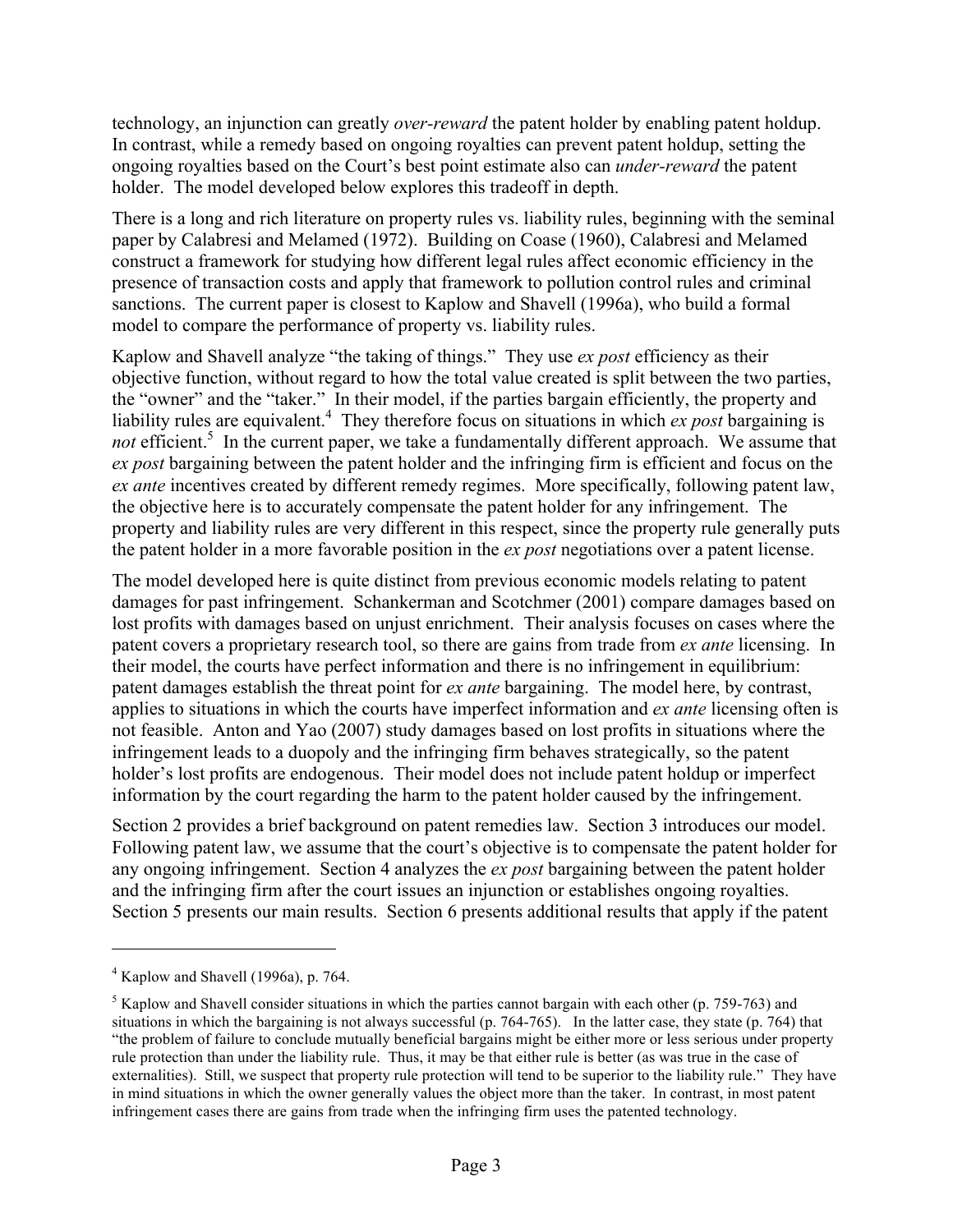technology, an injunction can greatly *over-reward* the patent holder by enabling patent holdup. In contrast, while a remedy based on ongoing royalties can prevent patent holdup, setting the ongoing royalties based on the Court's best point estimate also can *under-reward* the patent holder. The model developed below explores this tradeoff in depth.

There is a long and rich literature on property rules vs. liability rules, beginning with the seminal paper by Calabresi and Melamed (1972). Building on Coase (1960), Calabresi and Melamed construct a framework for studying how different legal rules affect economic efficiency in the presence of transaction costs and apply that framework to pollution control rules and criminal sanctions. The current paper is closest to Kaplow and Shavell (1996a), who build a formal model to compare the performance of property vs. liability rules.

Kaplow and Shavell analyze "the taking of things." They use *ex post* efficiency as their objective function, without regard to how the total value created is split between the two parties, the "owner" and the "taker." In their model, if the parties bargain efficiently, the property and liability rules are equivalent.[4] They therefore focus on situations in which *ex post* bargaining is *not* efficient.[5] In the current paper, we take a fundamentally different approach. We assume that *ex post* bargaining between the patent holder and the infringing firm is efficient and focus on the *ex ante* incentives created by different remedy regimes. More specifically, following patent law, the objective here is to accurately compensate the patent holder for any infringement. The property and liability rules are very different in this respect, since the property rule generally puts the patent holder in a more favorable position in the *ex post* negotiations over a patent license.

The model developed here is quite distinct from previous economic models relating to patent damages for past infringement. Schankerman and Scotchmer (2001) compare damages based on lost profits with damages based on unjust enrichment. Their analysis focuses on cases where the patent covers a proprietary research tool, so there are gains from trade from *ex ante* licensing. In their model, the courts have perfect information and there is no infringement in equilibrium: patent damages establish the threat point for *ex ante* bargaining. The model here, by contrast, applies to situations in which the courts have imperfect information and *ex ante* licensing often is not feasible. Anton and Yao (2007) study damages based on lost profits in situations where the infringement leads to a duopoly and the infringing firm behaves strategically, so the patent holder's lost profits are endogenous. Their model does not include patent holdup or imperfect information by the court regarding the harm to the patent holder caused by the infringement.

Section 2 provides a brief background on patent remedies law. Section 3 introduces our model. Following patent law, we assume that the court's objective is to compensate the patent holder for any ongoing infringement. Section 4 analyzes the *ex post* bargaining between the patent holder and the infringing firm after the court issues an injunction or establishes ongoing royalties. Section 5 presents our main results. Section 6 presents additional results that apply if the patent

---

[4] Kaplow and Shavell (1996a), p. 764.

[5] Kaplow and Shavell consider situations in which the parties cannot bargain with each other (p. 759-763) and situations in which the bargaining is not always successful (p. 764-765). In the latter case, they state (p. 764) that "the problem of failure to conclude mutually beneficial bargains might be either more or less serious under property rule protection than under the liability rule. Thus, it may be that either rule is better (as was true in the case of externalities). Still, we suspect that property rule protection will tend to be superior to the liability rule." They have in mind situations in which the owner generally values the object more than the taker. In contrast, in most patent infringement cases there are gains from trade when the infringing firm uses the patented technology.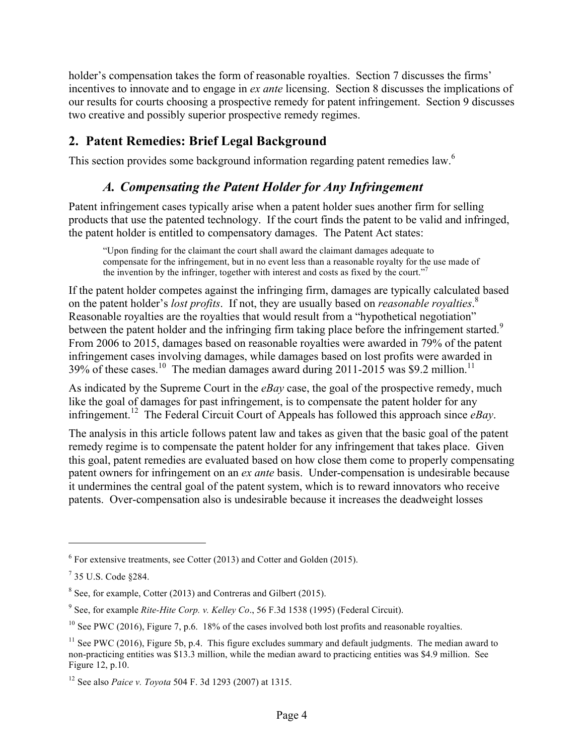holder's compensation takes the form of reasonable royalties. Section 7 discusses the firms' incentives to innovate and to engage in *ex ante* licensing. Section 8 discusses the implications of our results for courts choosing a prospective remedy for patent infringement. Section 9 discusses two creative and possibly superior prospective remedy regimes.

## 2. Patent Remedies: Brief Legal Background

This section provides some background information regarding patent remedies law.[6]

### *A. Compensating the Patent Holder for Any Infringement*

Patent infringement cases typically arise when a patent holder sues another firm for selling products that use the patented technology. If the court finds the patent to be valid and infringed, the patent holder is entitled to compensatory damages. The Patent Act states:

> "Upon finding for the claimant the court shall award the claimant damages adequate to compensate for the infringement, but in no event less than a reasonable royalty for the use made of the invention by the infringer, together with interest and costs as fixed by the court."[7]

If the patent holder competes against the infringing firm, damages are typically calculated based on the patent holder's *lost profits*. If not, they are usually based on *reasonable royalties*.[8] Reasonable royalties are the royalties that would result from a "hypothetical negotiation" between the patent holder and the infringing firm taking place before the infringement started.[9] From 2006 to 2015, damages based on reasonable royalties were awarded in 79% of the patent infringement cases involving damages, while damages based on lost profits were awarded in 39% of these cases.[10] The median damages award during 2011-2015 was $9.2 million.[11]

As indicated by the Supreme Court in the *eBay* case, the goal of the prospective remedy, much like the goal of damages for past infringement, is to compensate the patent holder for any infringement.[12] The Federal Circuit Court of Appeals has followed this approach since *eBay*.

The analysis in this article follows patent law and takes as given that the basic goal of the patent remedy regime is to compensate the patent holder for any infringement that takes place. Given this goal, patent remedies are evaluated based on how close them come to properly compensating patent owners for infringement on an *ex ante* basis. Under-compensation is undesirable because it undermines the central goal of the patent system, which is to reward innovators who receive patents. Over-compensation also is undesirable because it increases the deadweight losses

---

[6] For extensive treatments, see Cotter (2013) and Cotter and Golden (2015).

[7] 35 U.S. Code §284.

[8] See, for example, Cotter (2013) and Contreras and Gilbert (2015).

[9] See, for example *Rite-Hite Corp. v. Kelley Co*., 56 F.3d 1538 (1995) (Federal Circuit).

[10] See PWC (2016), Figure 7, p.6. 18% of the cases involved both lost profits and reasonable royalties.

[11] See PWC (2016), Figure 5b, p.4. This figure excludes summary and default judgments. The median award to non-practicing entities was $13.3 million, while the median award to practicing entities was $4.9 million. See Figure 12, p.10.

[12] See also *Paice v. Toyota* 504 F. 3d 1293 (2007) at 1315.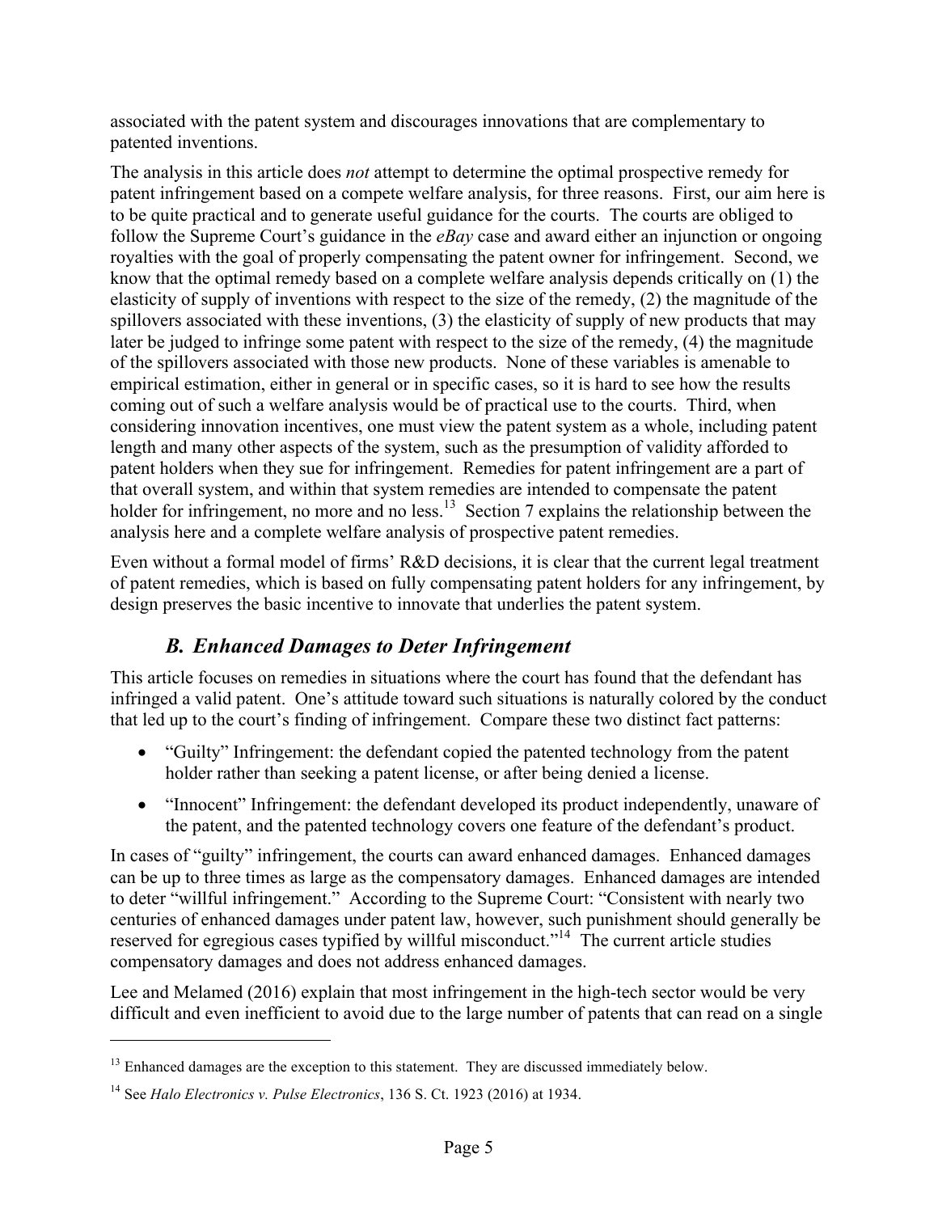associated with the patent system and discourages innovations that are complementary to patented inventions.

The analysis in this article does *not* attempt to determine the optimal prospective remedy for patent infringement based on a compete welfare analysis, for three reasons. First, our aim here is to be quite practical and to generate useful guidance for the courts. The courts are obliged to follow the Supreme Court's guidance in the *eBay* case and award either an injunction or ongoing royalties with the goal of properly compensating the patent owner for infringement. Second, we know that the optimal remedy based on a complete welfare analysis depends critically on (1) the elasticity of supply of inventions with respect to the size of the remedy, (2) the magnitude of the spillovers associated with these inventions, (3) the elasticity of supply of new products that may later be judged to infringe some patent with respect to the size of the remedy, (4) the magnitude of the spillovers associated with those new products. None of these variables is amenable to empirical estimation, either in general or in specific cases, so it is hard to see how the results coming out of such a welfare analysis would be of practical use to the courts. Third, when considering innovation incentives, one must view the patent system as a whole, including patent length and many other aspects of the system, such as the presumption of validity afforded to patent holders when they sue for infringement. Remedies for patent infringement are a part of that overall system, and within that system remedies are intended to compensate the patent holder for infringement, no more and no less.[13] Section 7 explains the relationship between the analysis here and a complete welfare analysis of prospective patent remedies.

Even without a formal model of firms' R&D decisions, it is clear that the current legal treatment of patent remedies, which is based on fully compensating patent holders for any infringement, by design preserves the basic incentive to innovate that underlies the patent system.

### *B. Enhanced Damages to Deter Infringement*

This article focuses on remedies in situations where the court has found that the defendant has infringed a valid patent. One's attitude toward such situations is naturally colored by the conduct that led up to the court's finding of infringement. Compare these two distinct fact patterns:

- "Guilty" Infringement: the defendant copied the patented technology from the patent holder rather than seeking a patent license, or after being denied a license.
- "Innocent" Infringement: the defendant developed its product independently, unaware of the patent, and the patented technology covers one feature of the defendant's product.

In cases of "guilty" infringement, the courts can award enhanced damages. Enhanced damages can be up to three times as large as the compensatory damages. Enhanced damages are intended to deter "willful infringement." According to the Supreme Court: "Consistent with nearly two centuries of enhanced damages under patent law, however, such punishment should generally be reserved for egregious cases typified by willful misconduct."[14] The current article studies compensatory damages and does not address enhanced damages.

Lee and Melamed (2016) explain that most infringement in the high-tech sector would be very difficult and even inefficient to avoid due to the large number of patents that can read on a single

---

[13] Enhanced damages are the exception to this statement. They are discussed immediately below.

[14] See *Halo Electronics v. Pulse Electronics*, 136 S. Ct. 1923 (2016) at 1934.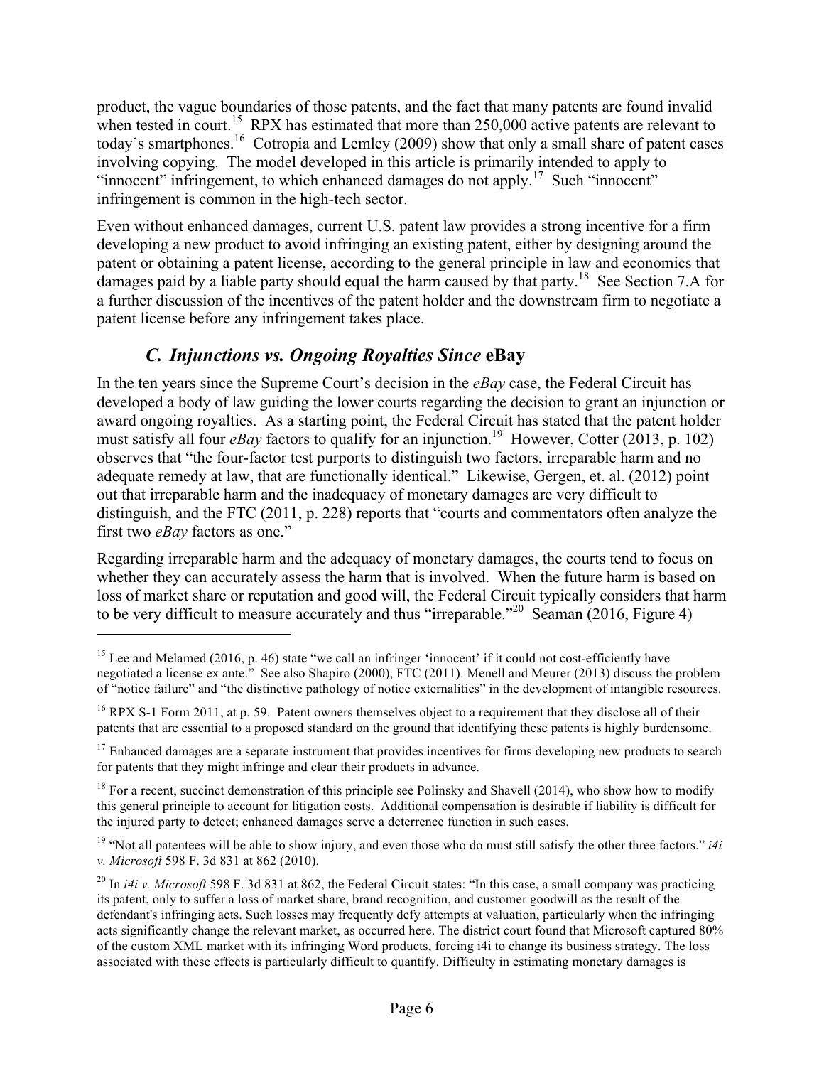product, the vague boundaries of those patents, and the fact that many patents are found invalid when tested in court.[15] RPX has estimated that more than 250,000 active patents are relevant to today's smartphones.[16] Cotropia and Lemley (2009) show that only a small share of patent cases involving copying. The model developed in this article is primarily intended to apply to "innocent" infringement, to which enhanced damages do not apply.[17] Such "innocent" infringement is common in the high-tech sector.

Even without enhanced damages, current U.S. patent law provides a strong incentive for a firm developing a new product to avoid infringing an existing patent, either by designing around the patent or obtaining a patent license, according to the general principle in law and economics that damages paid by a liable party should equal the harm caused by that party.[18] See Section 7.A for a further discussion of the incentives of the patent holder and the downstream firm to negotiate a patent license before any infringement takes place.

### *C. Injunctions vs. Ongoing Royalties Since* eBay

In the ten years since the Supreme Court's decision in the *eBay* case, the Federal Circuit has developed a body of law guiding the lower courts regarding the decision to grant an injunction or award ongoing royalties. As a starting point, the Federal Circuit has stated that the patent holder must satisfy all four *eBay* factors to qualify for an injunction.[19] However, Cotter (2013, p. 102) observes that "the four-factor test purports to distinguish two factors, irreparable harm and no adequate remedy at law, that are functionally identical." Likewise, Gergen, et. al. (2012) point out that irreparable harm and the inadequacy of monetary damages are very difficult to distinguish, and the FTC (2011, p. 228) reports that "courts and commentators often analyze the first two *eBay* factors as one."

Regarding irreparable harm and the adequacy of monetary damages, the courts tend to focus on whether they can accurately assess the harm that is involved. When the future harm is based on loss of market share or reputation and good will, the Federal Circuit typically considers that harm to be very difficult to measure accurately and thus "irreparable."[20] Seaman (2016, Figure 4)

---

[15] Lee and Melamed (2016, p. 46) state "we call an infringer 'innocent' if it could not cost-efficiently have negotiated a license ex ante." See also Shapiro (2000), FTC (2011). Menell and Meurer (2013) discuss the problem of "notice failure" and "the distinctive pathology of notice externalities" in the development of intangible resources.

[16] RPX S-1 Form 2011, at p. 59. Patent owners themselves object to a requirement that they disclose all of their patents that are essential to a proposed standard on the ground that identifying these patents is highly burdensome.

[17] Enhanced damages are a separate instrument that provides incentives for firms developing new products to search for patents that they might infringe and clear their products in advance.

[18] For a recent, succinct demonstration of this principle see Polinsky and Shavell (2014), who show how to modify this general principle to account for litigation costs. Additional compensation is desirable if liability is difficult for the injured party to detect; enhanced damages serve a deterrence function in such cases.

[19] "Not all patentees will be able to show injury, and even those who do must still satisfy the other three factors." *i4i v. Microsoft* 598 F. 3d 831 at 862 (2010).

[20] In *i4i v. Microsoft* 598 F. 3d 831 at 862, the Federal Circuit states: "In this case, a small company was practicing its patent, only to suffer a loss of market share, brand recognition, and customer goodwill as the result of the defendant's infringing acts. Such losses may frequently defy attempts at valuation, particularly when the infringing acts significantly change the relevant market, as occurred here. The district court found that Microsoft captured 80% of the custom XML market with its infringing Word products, forcing i4i to change its business strategy. The loss associated with these effects is particularly difficult to quantify. Difficulty in estimating monetary damages is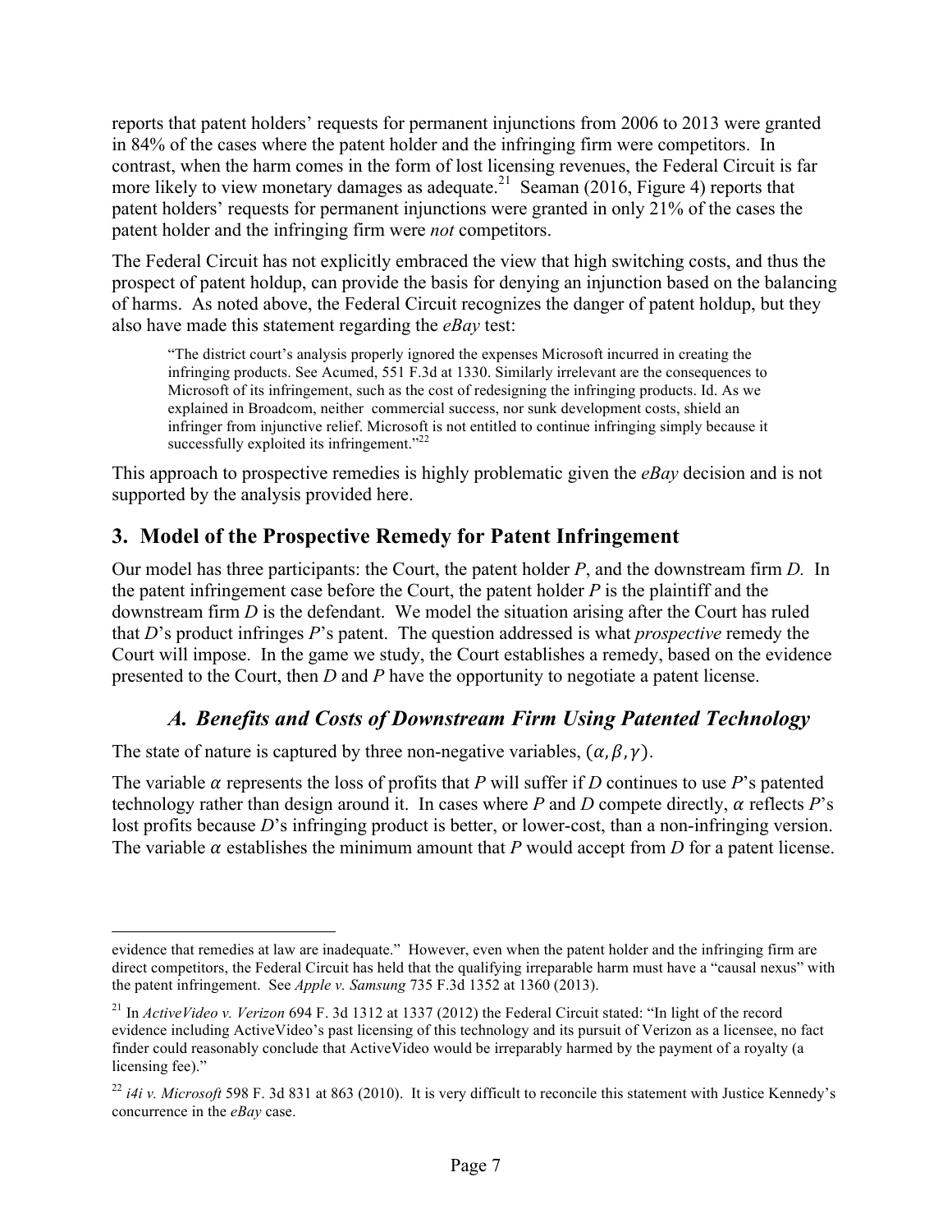reports that patent holders' requests for permanent injunctions from 2006 to 2013 were granted in 84% of the cases where the patent holder and the infringing firm were competitors. In contrast, when the harm comes in the form of lost licensing revenues, the Federal Circuit is far more likely to view monetary damages as adequate.[21] Seaman (2016, Figure 4) reports that patent holders' requests for permanent injunctions were granted in only 21% of the cases the patent holder and the infringing firm were *not* competitors.

The Federal Circuit has not explicitly embraced the view that high switching costs, and thus the prospect of patent holdup, can provide the basis for denying an injunction based on the balancing of harms. As noted above, the Federal Circuit recognizes the danger of patent holdup, but they also have made this statement regarding the *eBay* test:

> "The district court's analysis properly ignored the expenses Microsoft incurred in creating the infringing products. See Acumed, 551 F.3d at 1330. Similarly irrelevant are the consequences to Microsoft of its infringement, such as the cost of redesigning the infringing products. Id. As we explained in Broadcom, neither commercial success, nor sunk development costs, shield an infringer from injunctive relief. Microsoft is not entitled to continue infringing simply because it successfully exploited its infringement."[22]

This approach to prospective remedies is highly problematic given the *eBay* decision and is not supported by the analysis provided here.

## 3. Model of the Prospective Remedy for Patent Infringement

Our model has three participants: the Court, the patent holder *P*, and the downstream firm *D*. In the patent infringement case before the Court, the patent holder *P* is the plaintiff and the downstream firm *D* is the defendant. We model the situation arising after the Court has ruled that *D*'s product infringes *P*'s patent. The question addressed is what *prospective* remedy the Court will impose. In the game we study, the Court establishes a remedy, based on the evidence presented to the Court, then *D* and *P* have the opportunity to negotiate a patent license.

### *A. Benefits and Costs of Downstream Firm Using Patented Technology*

The state of nature is captured by three non-negative variables, $(\alpha, \beta, \gamma)$.

The variable $\alpha$ represents the loss of profits that *P* will suffer if *D* continues to use *P*'s patented technology rather than design around it. In cases where *P* and *D* compete directly, $\alpha$ reflects *P*'s lost profits because *D*'s infringing product is better, or lower-cost, than a non-infringing version. The variable $\alpha$ establishes the minimum amount that *P* would accept from *D* for a patent license.

---

evidence that remedies at law are inadequate." However, even when the patent holder and the infringing firm are direct competitors, the Federal Circuit has held that the qualifying irreparable harm must have a "causal nexus" with the patent infringement. See *Apple v. Samsung* 735 F.3d 1352 at 1360 (2013).

[21] In *ActiveVideo v. Verizon* 694 F. 3d 1312 at 1337 (2012) the Federal Circuit stated: "In light of the record evidence including ActiveVideo's past licensing of this technology and its pursuit of Verizon as a licensee, no fact finder could reasonably conclude that ActiveVideo would be irreparably harmed by the payment of a royalty (a licensing fee)."

[22] *i4i v. Microsoft* 598 F. 3d 831 at 863 (2010). It is very difficult to reconcile this statement with Justice Kennedy's concurrence in the *eBay* case.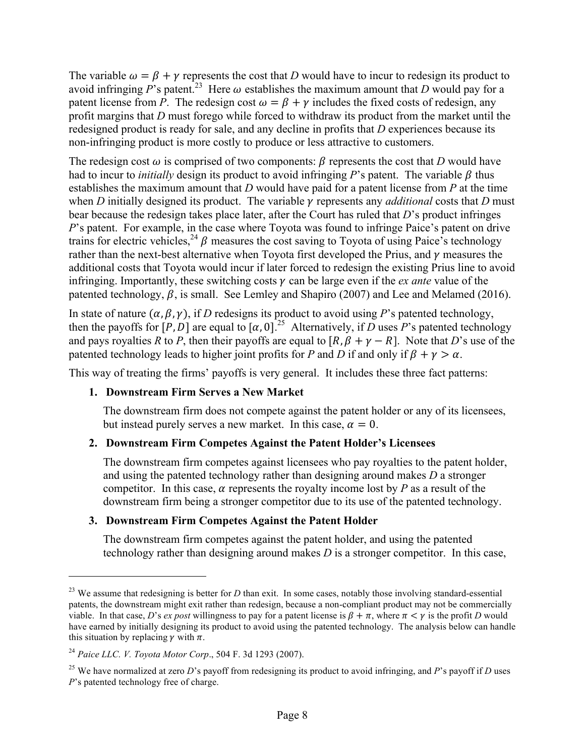The variable $\omega = \beta + \gamma$ represents the cost that *D* would have to incur to redesign its product to avoid infringing *P*'s patent.[23] Here $\omega$ establishes the maximum amount that *D* would pay for a patent license from *P*. The redesign cost $\omega = \beta + \gamma$ includes the fixed costs of redesign, any profit margins that *D* must forego while forced to withdraw its product from the market until the redesigned product is ready for sale, and any decline in profits that *D* experiences because its non-infringing product is more costly to produce or less attractive to customers.

The redesign cost $\omega$ is comprised of two components: $\beta$ represents the cost that *D* would have had to incur to *initially* design its product to avoid infringing *P*'s patent. The variable $\beta$ thus establishes the maximum amount that *D* would have paid for a patent license from *P* at the time when *D* initially designed its product. The variable $\gamma$ represents any *additional* costs that *D* must bear because the redesign takes place later, after the Court has ruled that *D*'s product infringes *P*'s patent. For example, in the case where Toyota was found to infringe Paice's patent on drive trains for electric vehicles,[24] $\beta$ measures the cost saving to Toyota of using Paice's technology rather than the next-best alternative when Toyota first developed the Prius, and $\gamma$ measures the additional costs that Toyota would incur if later forced to redesign the existing Prius line to avoid infringing. Importantly, these switching costs $\gamma$ can be large even if the *ex ante* value of the patented technology, $\beta$, is small. See Lemley and Shapiro (2007) and Lee and Melamed (2016).

In state of nature $(\alpha, \beta, \gamma)$, if *D* redesigns its product to avoid using *P*'s patented technology, then the payoffs for $[P, D]$ are equal to $[\alpha, 0]$.[25] Alternatively, if *D* uses *P*'s patented technology and pays royalties *R* to *P*, then their payoffs are equal to $[R, \beta + \gamma - R]$. Note that *D*'s use of the patented technology leads to higher joint profits for *P* and *D* if and only if $\beta + \gamma > \alpha$.

This way of treating the firms' payoffs is very general. It includes these three fact patterns:

1. **Downstream Firm Serves a New Market**

   The downstream firm does not compete against the patent holder or any of its licensees, but instead purely serves a new market. In this case, $\alpha = 0$.

2. **Downstream Firm Competes Against the Patent Holder's Licensees**

   The downstream firm competes against licensees who pay royalties to the patent holder, and using the patented technology rather than designing around makes *D* a stronger competitor. In this case, $\alpha$ represents the royalty income lost by *P* as a result of the downstream firm being a stronger competitor due to its use of the patented technology.

3. **Downstream Firm Competes Against the Patent Holder**

   The downstream firm competes against the patent holder, and using the patented technology rather than designing around makes *D* is a stronger competitor. In this case,

---

[23] We assume that redesigning is better for *D* than exit. In some cases, notably those involving standard-essential patents, the downstream might exit rather than redesign, because a non-compliant product may not be commercially viable. In that case, *D*'s *ex post* willingness to pay for a patent license is $\beta + \pi$, where $\pi < \gamma$ is the profit *D* would have earned by initially designing its product to avoid using the patented technology. The analysis below can handle this situation by replacing $\gamma$ with $\pi$.

[24] *Paice LLC. V. Toyota Motor Corp*., 504 F. 3d 1293 (2007).

[25] We have normalized at zero *D*'s payoff from redesigning its product to avoid infringing, and *P*'s payoff if *D* uses *P*'s patented technology free of charge.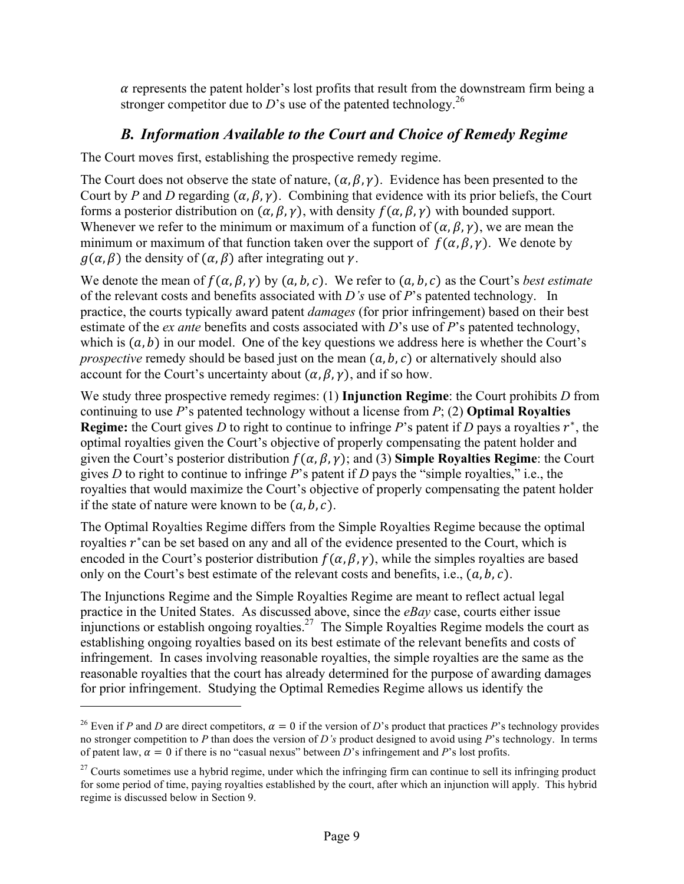$\alpha$ represents the patent holder's lost profits that result from the downstream firm being a stronger competitor due to *D*'s use of the patented technology.[26]

### *B. Information Available to the Court and Choice of Remedy Regime*

The Court moves first, establishing the prospective remedy regime.

The Court does not observe the state of nature, $(\alpha, \beta, \gamma)$. Evidence has been presented to the Court by *P* and *D* regarding $(\alpha, \beta, \gamma)$. Combining that evidence with its prior beliefs, the Court forms a posterior distribution on $(\alpha, \beta, \gamma)$, with density $f(\alpha, \beta, \gamma)$ with bounded support. Whenever we refer to the minimum or maximum of a function of $(\alpha, \beta, \gamma)$, we are mean the minimum or maximum of that function taken over the support of $f(\alpha, \beta, \gamma)$. We denote by $g(\alpha, \beta)$ the density of $(\alpha, \beta)$ after integrating out $\gamma$.

We denote the mean of $f(\alpha, \beta, \gamma)$ by $(a, b, c)$. We refer to $(a, b, c)$ as the Court's *best estimate* of the relevant costs and benefits associated with *D's* use of *P*'s patented technology. In practice, the courts typically award patent *damages* (for prior infringement) based on their best estimate of the *ex ante* benefits and costs associated with *D*'s use of *P*'s patented technology, which is $(a, b)$ in our model. One of the key questions we address here is whether the Court's *prospective* remedy should be based just on the mean $(a, b, c)$ or alternatively should also account for the Court's uncertainty about $(\alpha, \beta, \gamma)$, and if so how.

We study three prospective remedy regimes: (1) **Injunction Regime**: the Court prohibits *D* from continuing to use *P*'s patented technology without a license from *P*; (2) **Optimal Royalties Regime:** the Court gives *D* to right to continue to infringe *P*'s patent if *D* pays a royalties $r^*$, the optimal royalties given the Court's objective of properly compensating the patent holder and given the Court's posterior distribution $f(\alpha, \beta, \gamma)$; and (3) **Simple Royalties Regime**: the Court gives *D* to right to continue to infringe *P*'s patent if *D* pays the "simple royalties," i.e., the royalties that would maximize the Court's objective of properly compensating the patent holder if the state of nature were known to be $(a, b, c)$.

The Optimal Royalties Regime differs from the Simple Royalties Regime because the optimal royalties $r^*$ can be set based on any and all of the evidence presented to the Court, which is encoded in the Court's posterior distribution $f(\alpha, \beta, \gamma)$, while the simples royalties are based only on the Court's best estimate of the relevant costs and benefits, i.e., $(a, b, c)$.

The Injunctions Regime and the Simple Royalties Regime are meant to reflect actual legal practice in the United States. As discussed above, since the *eBay* case, courts either issue injunctions or establish ongoing royalties.[27] The Simple Royalties Regime models the court as establishing ongoing royalties based on its best estimate of the relevant benefits and costs of infringement. In cases involving reasonable royalties, the simple royalties are the same as the reasonable royalties that the court has already determined for the purpose of awarding damages for prior infringement. Studying the Optimal Remedies Regime allows us identify the

---

[26] Even if *P* and *D* are direct competitors, $\alpha = 0$ if the version of *D*'s product that practices *P*'s technology provides no stronger competition to *P* than does the version of *D's* product designed to avoid using *P*'s technology. In terms of patent law, $\alpha = 0$ if there is no "casual nexus" between *D*'s infringement and *P*'s lost profits.

[27] Courts sometimes use a hybrid regime, under which the infringing firm can continue to sell its infringing product for some period of time, paying royalties established by the court, after which an injunction will apply. This hybrid regime is discussed below in Section 9.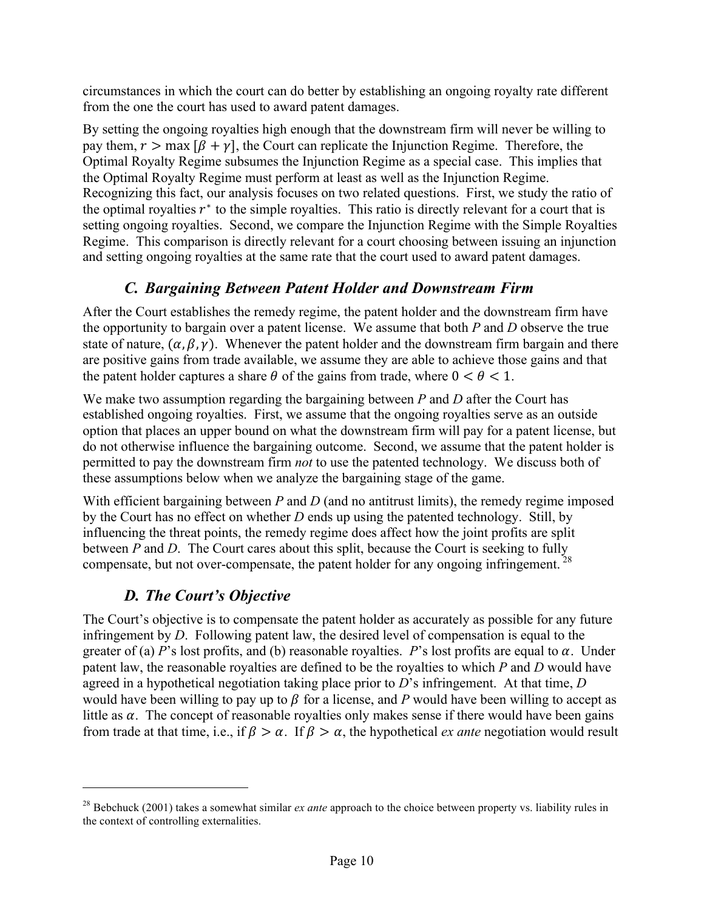circumstances in which the court can do better by establishing an ongoing royalty rate different from the one the court has used to award patent damages.

By setting the ongoing royalties high enough that the downstream firm will never be willing to pay them, $r > \max[\beta + \gamma]$, the Court can replicate the Injunction Regime. Therefore, the Optimal Royalty Regime subsumes the Injunction Regime as a special case. This implies that the Optimal Royalty Regime must perform at least as well as the Injunction Regime. Recognizing this fact, our analysis focuses on two related questions. First, we study the ratio of the optimal royalties $r^*$ to the simple royalties. This ratio is directly relevant for a court that is setting ongoing royalties. Second, we compare the Injunction Regime with the Simple Royalties Regime. This comparison is directly relevant for a court choosing between issuing an injunction and setting ongoing royalties at the same rate that the court used to award patent damages.

### *C. Bargaining Between Patent Holder and Downstream Firm*

After the Court establishes the remedy regime, the patent holder and the downstream firm have the opportunity to bargain over a patent license. We assume that both *P* and *D* observe the true state of nature, $(\alpha, \beta, \gamma)$. Whenever the patent holder and the downstream firm bargain and there are positive gains from trade available, we assume they are able to achieve those gains and that the patent holder captures a share $\theta$ of the gains from trade, where $0 < \theta < 1$.

We make two assumption regarding the bargaining between *P* and *D* after the Court has established ongoing royalties. First, we assume that the ongoing royalties serve as an outside option that places an upper bound on what the downstream firm will pay for a patent license, but do not otherwise influence the bargaining outcome. Second, we assume that the patent holder is permitted to pay the downstream firm *not* to use the patented technology. We discuss both of these assumptions below when we analyze the bargaining stage of the game.

With efficient bargaining between *P* and *D* (and no antitrust limits), the remedy regime imposed by the Court has no effect on whether *D* ends up using the patented technology. Still, by influencing the threat points, the remedy regime does affect how the joint profits are split between *P* and *D*. The Court cares about this split, because the Court is seeking to fully compensate, but not over-compensate, the patent holder for any ongoing infringement.[28]

### *D. The Court's Objective*

The Court's objective is to compensate the patent holder as accurately as possible for any future infringement by *D*. Following patent law, the desired level of compensation is equal to the greater of (a) *P*'s lost profits, and (b) reasonable royalties. *P*'s lost profits are equal to $\alpha$. Under patent law, the reasonable royalties are defined to be the royalties to which *P* and *D* would have agreed in a hypothetical negotiation taking place prior to *D*'s infringement. At that time, *D* would have been willing to pay up to $\beta$ for a license, and *P* would have been willing to accept as little as $\alpha$. The concept of reasonable royalties only makes sense if there would have been gains from trade at that time, i.e., if $\beta > \alpha$. If $\beta > \alpha$, the hypothetical *ex ante* negotiation would result

[28] Bebchuck (2001) takes a somewhat similar *ex ante* approach to the choice between property vs. liability rules in the context of controlling externalities.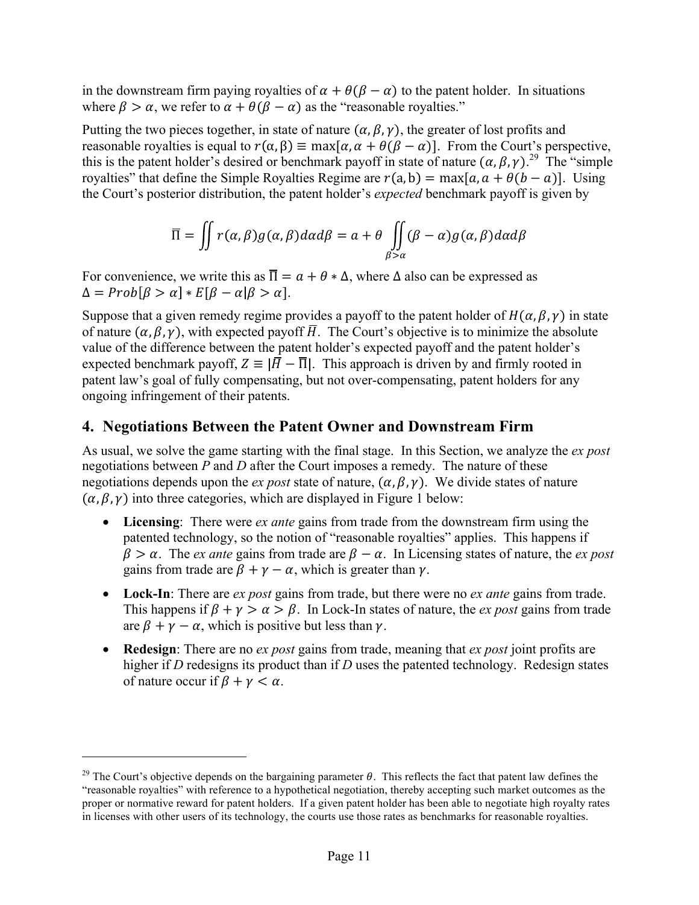in the downstream firm paying royalties of $\alpha + \theta(\beta - \alpha)$ to the patent holder. In situations where $\beta > \alpha$, we refer to $\alpha + \theta(\beta - \alpha)$ as the "reasonable royalties."

Putting the two pieces together, in state of nature $(\alpha, \beta, \gamma)$, the greater of lost profits and reasonable royalties is equal to $r(\alpha, \beta) \equiv \max[\alpha, \alpha + \theta(\beta - \alpha)]$. From the Court's perspective, this is the patent holder's desired or benchmark payoff in state of nature $(\alpha, \beta, \gamma)$.[29] The "simple royalties" that define the Simple Royalties Regime are $r(a, b) = \max[a, a + \theta(b - a)]$. Using the Court's posterior distribution, the patent holder's *expected* benchmark payoff is given by

$$\overline{\Pi} = \iint r(\alpha, \beta) g(\alpha, \beta) d\alpha d\beta = a + \theta \iint_{\beta > \alpha} (\beta - \alpha) g(\alpha, \beta) d\alpha d\beta$$

For convenience, we write this as $\overline{\Pi} = a + \theta * \Delta$, where $\Delta$ also can be expressed as $\Delta = Prob[\beta > \alpha] * E[\beta - \alpha | \beta > \alpha]$.

Suppose that a given remedy regime provides a payoff to the patent holder of $H(\alpha, \beta, \gamma)$ in state of nature $(\alpha, \beta, \gamma)$, with expected payoff $\overline{H}$. The Court's objective is to minimize the absolute value of the difference between the patent holder's expected payoff and the patent holder's expected benchmark payoff, $Z \equiv |\overline{H} - \overline{\Pi}|$. This approach is driven by and firmly rooted in patent law's goal of fully compensating, but not over-compensating, patent holders for any ongoing infringement of their patents.

## 4. Negotiations Between the Patent Owner and Downstream Firm

As usual, we solve the game starting with the final stage. In this Section, we analyze the *ex post* negotiations between *P* and *D* after the Court imposes a remedy. The nature of these negotiations depends upon the *ex post* state of nature, $(\alpha, \beta, \gamma)$. We divide states of nature $(\alpha, \beta, \gamma)$ into three categories, which are displayed in Figure 1 below:

- **Licensing**: There were *ex ante* gains from trade from the downstream firm using the patented technology, so the notion of "reasonable royalties" applies. This happens if $\beta > \alpha$. The *ex ante* gains from trade are $\beta - \alpha$. In Licensing states of nature, the *ex post* gains from trade are $\beta + \gamma - \alpha$, which is greater than $\gamma$.
- **Lock-In**: There are *ex post* gains from trade, but there were no *ex ante* gains from trade. This happens if $\beta + \gamma > \alpha > \beta$. In Lock-In states of nature, the *ex post* gains from trade are $\beta + \gamma - \alpha$, which is positive but less than $\gamma$.
- **Redesign**: There are no *ex post* gains from trade, meaning that *ex post* joint profits are higher if *D* redesigns its product than if *D* uses the patented technology. Redesign states of nature occur if $\beta + \gamma < \alpha$.

[29] The Court's objective depends on the bargaining parameter $\theta$. This reflects the fact that patent law defines the "reasonable royalties" with reference to a hypothetical negotiation, thereby accepting such market outcomes as the proper or normative reward for patent holders. If a given patent holder has been able to negotiate high royalty rates in licenses with other users of its technology, the courts use those rates as benchmarks for reasonable royalties.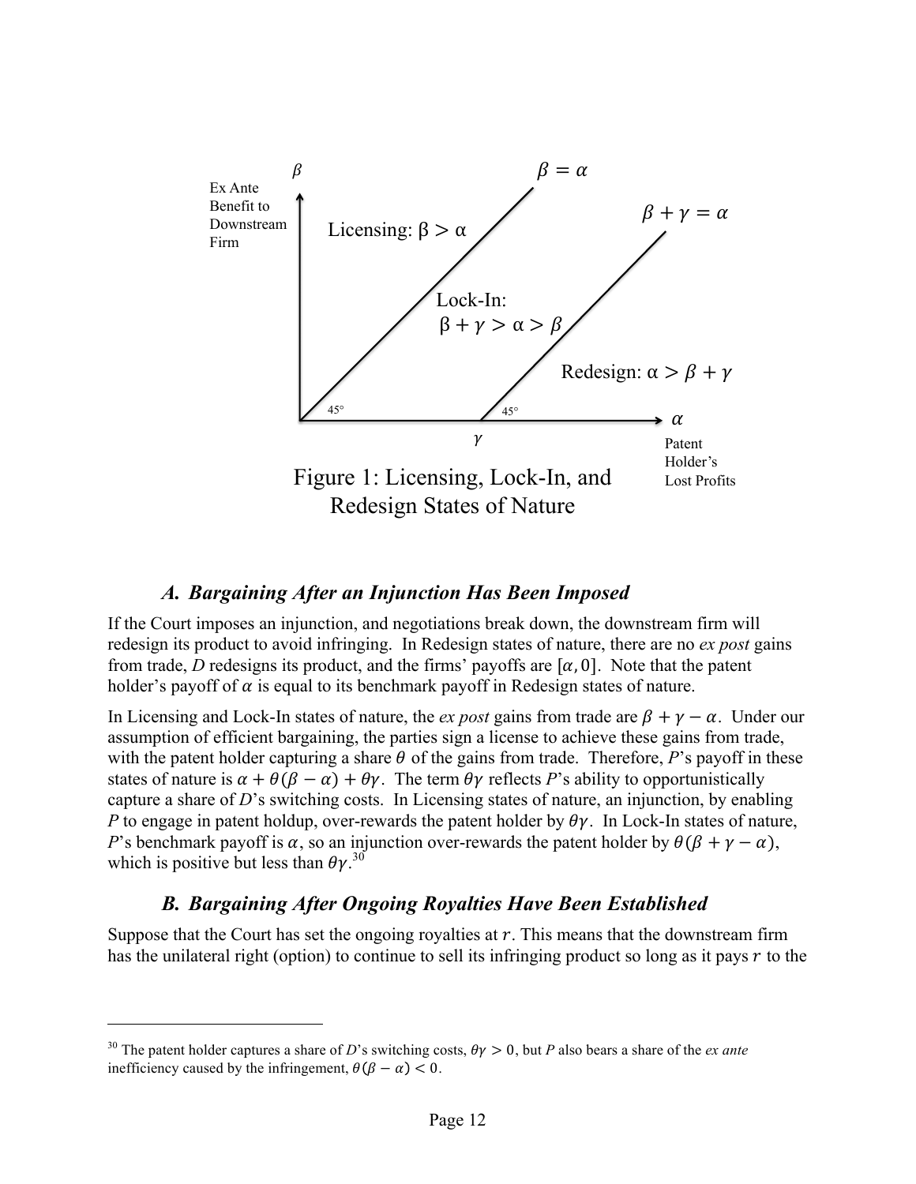Figure 1: Licensing, Lock-In, and Redesign States of Nature

### A. *Bargaining After an Injunction Has Been Imposed*

If the Court imposes an injunction, and negotiations break down, the downstream firm will redesign its product to avoid infringing. In Redesign states of nature, there are no *ex post* gains from trade, *D* redesigns its product, and the firms' payoffs are $[\alpha, 0]$. Note that the patent holder's payoff of $\alpha$ is equal to its benchmark payoff in Redesign states of nature.

In Licensing and Lock-In states of nature, the *ex post* gains from trade are $\beta + \gamma - \alpha$. Under our assumption of efficient bargaining, the parties sign a license to achieve these gains from trade, with the patent holder capturing a share $\theta$ of the gains from trade. Therefore, *P*'s payoff in these states of nature is $\alpha + \theta(\beta - \alpha) + \theta\gamma$. The term $\theta\gamma$ reflects *P*'s ability to opportunistically capture a share of *D*'s switching costs. In Licensing states of nature, an injunction, by enabling *P* to engage in patent holdup, over-rewards the patent holder by $\theta\gamma$. In Lock-In states of nature, *P*'s benchmark payoff is $\alpha$, so an injunction over-rewards the patent holder by $\theta(\beta + \gamma - \alpha)$, which is positive but less than $\theta\gamma$.[30]

### B. *Bargaining After Ongoing Royalties Have Been Established*

Suppose that the Court has set the ongoing royalties at $r$. This means that the downstream firm has the unilateral right (option) to continue to sell its infringing product so long as it pays $r$ to the

---

[30] The patent holder captures a share of *D*'s switching costs, $\theta\gamma > 0$, but *P* also bears a share of the *ex ante* inefficiency caused by the infringement, $\theta(\beta - \alpha) < 0$.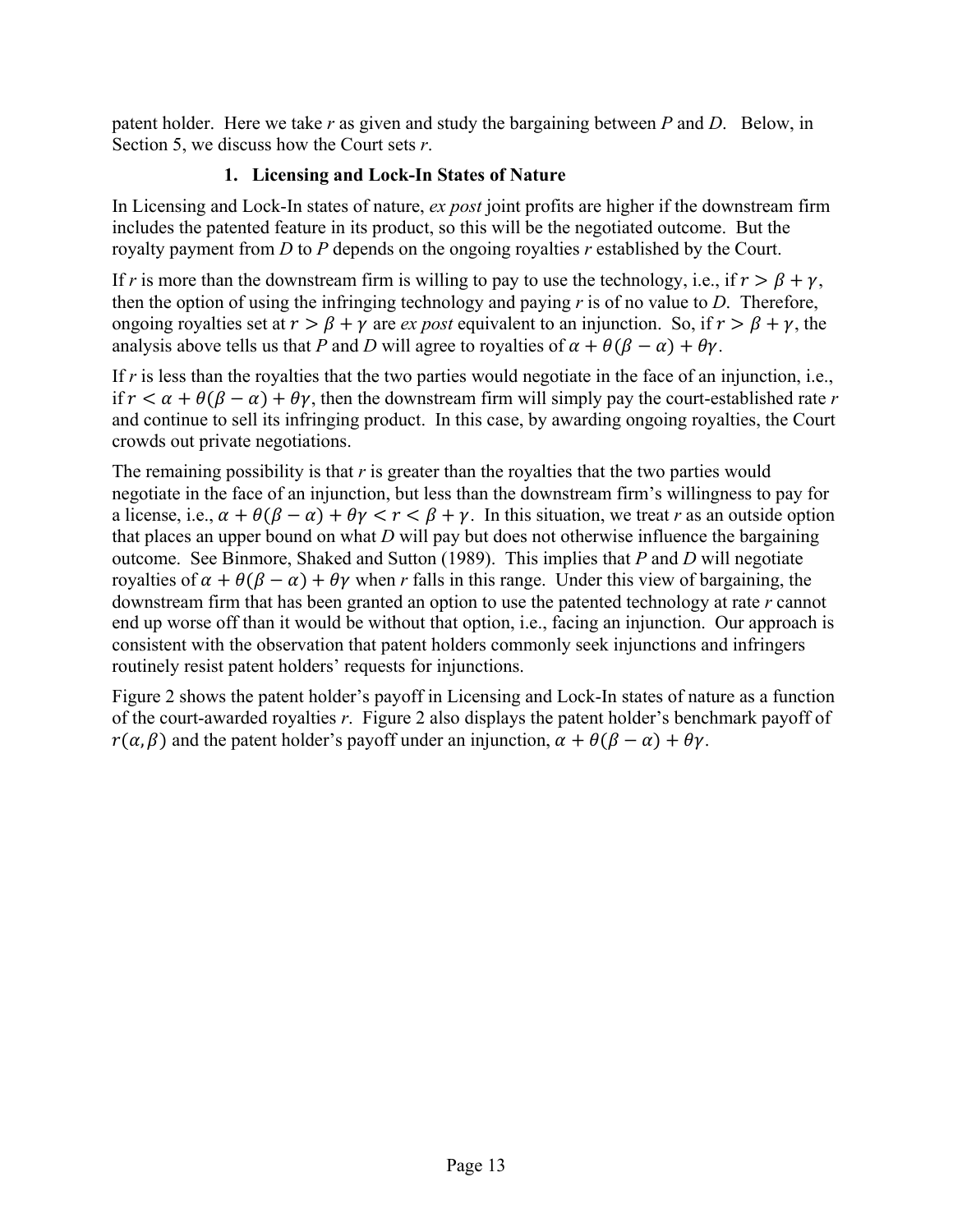patent holder. Here we take *r* as given and study the bargaining between *P* and *D*. Below, in Section 5, we discuss how the Court sets *r*.

### 1. Licensing and Lock-In States of Nature

In Licensing and Lock-In states of nature, *ex post* joint profits are higher if the downstream firm includes the patented feature in its product, so this will be the negotiated outcome. But the royalty payment from *D* to *P* depends on the ongoing royalties *r* established by the Court.

If *r* is more than the downstream firm is willing to pay to use the technology, i.e., if $r > \beta + \gamma$, then the option of using the infringing technology and paying *r* is of no value to *D*. Therefore, ongoing royalties set at $r > \beta + \gamma$ are *ex post* equivalent to an injunction. So, if $r > \beta + \gamma$, the analysis above tells us that *P* and *D* will agree to royalties of $\alpha + \theta(\beta - \alpha) + \theta\gamma$.

If *r* is less than the royalties that the two parties would negotiate in the face of an injunction, i.e., if $r < \alpha + \theta(\beta - \alpha) + \theta\gamma$, then the downstream firm will simply pay the court-established rate *r* and continue to sell its infringing product. In this case, by awarding ongoing royalties, the Court crowds out private negotiations.

The remaining possibility is that *r* is greater than the royalties that the two parties would negotiate in the face of an injunction, but less than the downstream firm's willingness to pay for a license, i.e., $\alpha + \theta(\beta - \alpha) + \theta\gamma < r < \beta + \gamma$. In this situation, we treat *r* as an outside option that places an upper bound on what *D* will pay but does not otherwise influence the bargaining outcome. See Binmore, Shaked and Sutton (1989). This implies that *P* and *D* will negotiate royalties of $\alpha + \theta(\beta - \alpha) + \theta\gamma$ when *r* falls in this range. Under this view of bargaining, the downstream firm that has been granted an option to use the patented technology at rate *r* cannot end up worse off than it would be without that option, i.e., facing an injunction. Our approach is consistent with the observation that patent holders commonly seek injunctions and infringers routinely resist patent holders' requests for injunctions.

Figure 2 shows the patent holder's payoff in Licensing and Lock-In states of nature as a function of the court-awarded royalties *r*. Figure 2 also displays the patent holder's benchmark payoff of $r(\alpha, \beta)$ and the patent holder's payoff under an injunction, $\alpha + \theta(\beta - \alpha) + \theta\gamma$.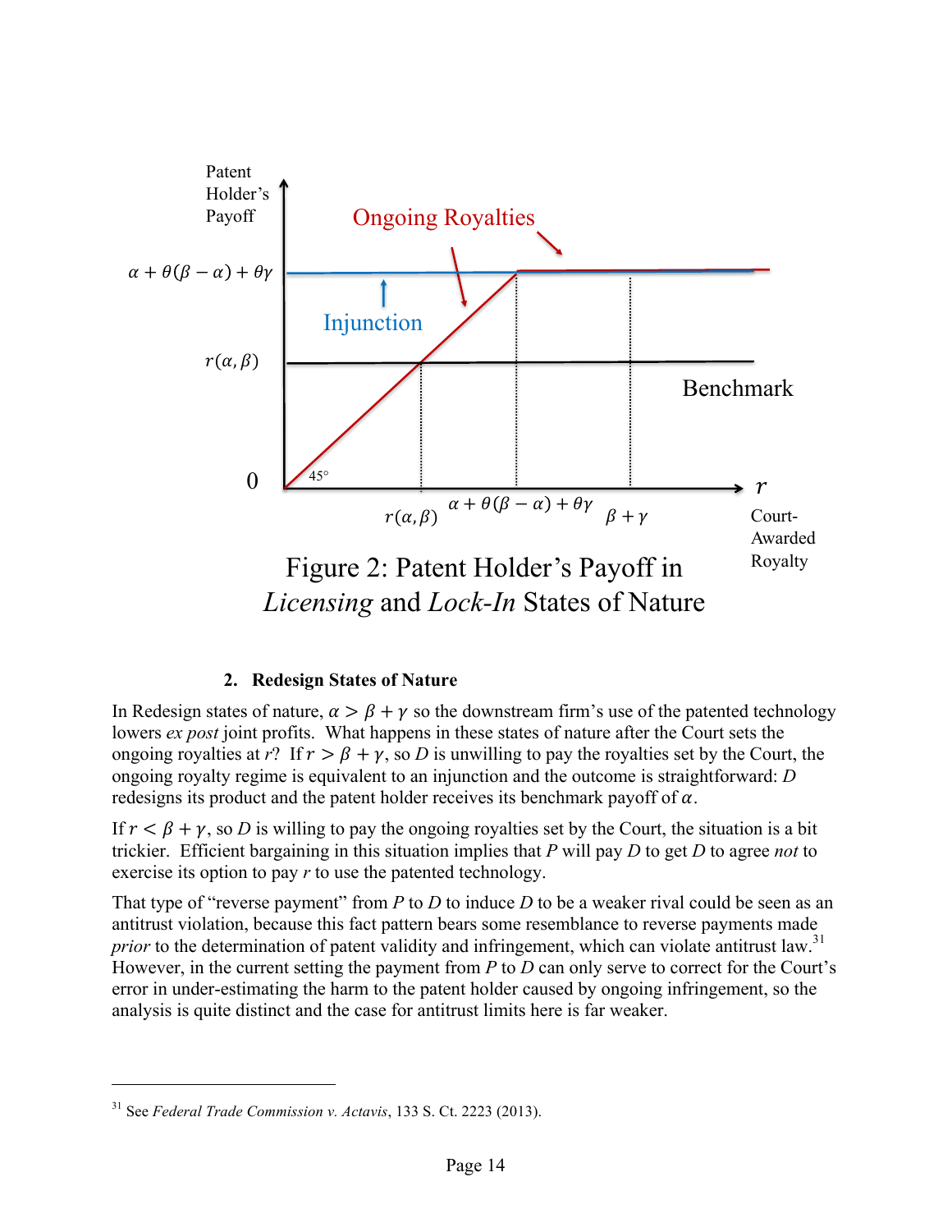Figure 2: Patent Holder's Payoff in *Licensing* and *Lock-In* States of Nature

### 2. Redesign States of Nature

In Redesign states of nature, $\alpha > \beta + \gamma$ so the downstream firm's use of the patented technology lowers *ex post* joint profits. What happens in these states of nature after the Court sets the ongoing royalties at $r$? If $r > \beta + \gamma$, so $D$ is unwilling to pay the royalties set by the Court, the ongoing royalty regime is equivalent to an injunction and the outcome is straightforward: $D$ redesigns its product and the patent holder receives its benchmark payoff of $\alpha$.

If $r < \beta + \gamma$, so $D$ is willing to pay the ongoing royalties set by the Court, the situation is a bit trickier. Efficient bargaining in this situation implies that $P$ will pay $D$ to get $D$ to agree *not* to exercise its option to pay $r$ to use the patented technology.

That type of "reverse payment" from $P$ to $D$ to induce $D$ to be a weaker rival could be seen as an antitrust violation, because this fact pattern bears some resemblance to reverse payments made *prior* to the determination of patent validity and infringement, which can violate antitrust law.[31] However, in the current setting the payment from $P$ to $D$ can only serve to correct for the Court's error in under-estimating the harm to the patent holder caused by ongoing infringement, so the analysis is quite distinct and the case for antitrust limits here is far weaker.

---

[31] See *Federal Trade Commission v. Actavis*, 133 S. Ct. 2223 (2013).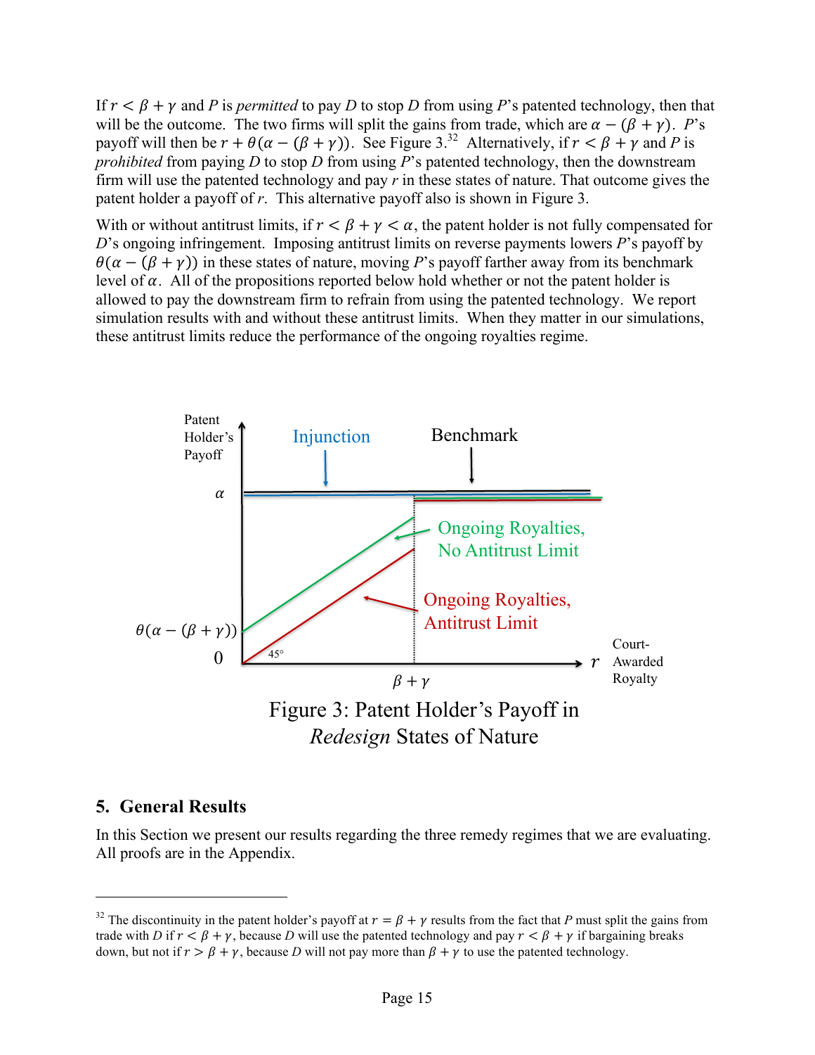If $r < \beta + \gamma$ and $P$ is *permitted* to pay $D$ to stop $D$ from using $P$'s patented technology, then that will be the outcome. The two firms will split the gains from trade, which are $\alpha - (\beta + \gamma)$. $P$'s payoff will then be $r + \theta(\alpha - (\beta + \gamma))$. See Figure 3.[32] Alternatively, if $r < \beta + \gamma$ and $P$ is *prohibited* from paying $D$ to stop $D$ from using $P$'s patented technology, then the downstream firm will use the patented technology and pay $r$ in these states of nature. That outcome gives the patent holder a payoff of $r$. This alternative payoff also is shown in Figure 3.

With or without antitrust limits, if $r < \beta + \gamma < \alpha$, the patent holder is not fully compensated for $D$'s ongoing infringement. Imposing antitrust limits on reverse payments lowers $P$'s payoff by $\theta(\alpha - (\beta + \gamma))$ in these states of nature, moving $P$'s payoff farther away from its benchmark level of $\alpha$. All of the propositions reported below hold whether or not the patent holder is allowed to pay the downstream firm to refrain from using the patented technology. We report simulation results with and without these antitrust limits. When they matter in our simulations, these antitrust limits reduce the performance of the ongoing royalties regime.

Figure 3: Patent Holder's Payoff in *Redesign* States of Nature

## 5. General Results

In this Section we present our results regarding the three remedy regimes that we are evaluating. All proofs are in the Appendix.

---

[32] The discontinuity in the patent holder's payoff at $r = \beta + \gamma$ results from the fact that $P$ must split the gains from trade with $D$ if $r < \beta + \gamma$, because $D$ will use the patented technology and pay $r < \beta + \gamma$ if bargaining breaks down, but not if $r > \beta + \gamma$, because $D$ will not pay more than $\beta + \gamma$ to use the patented technology.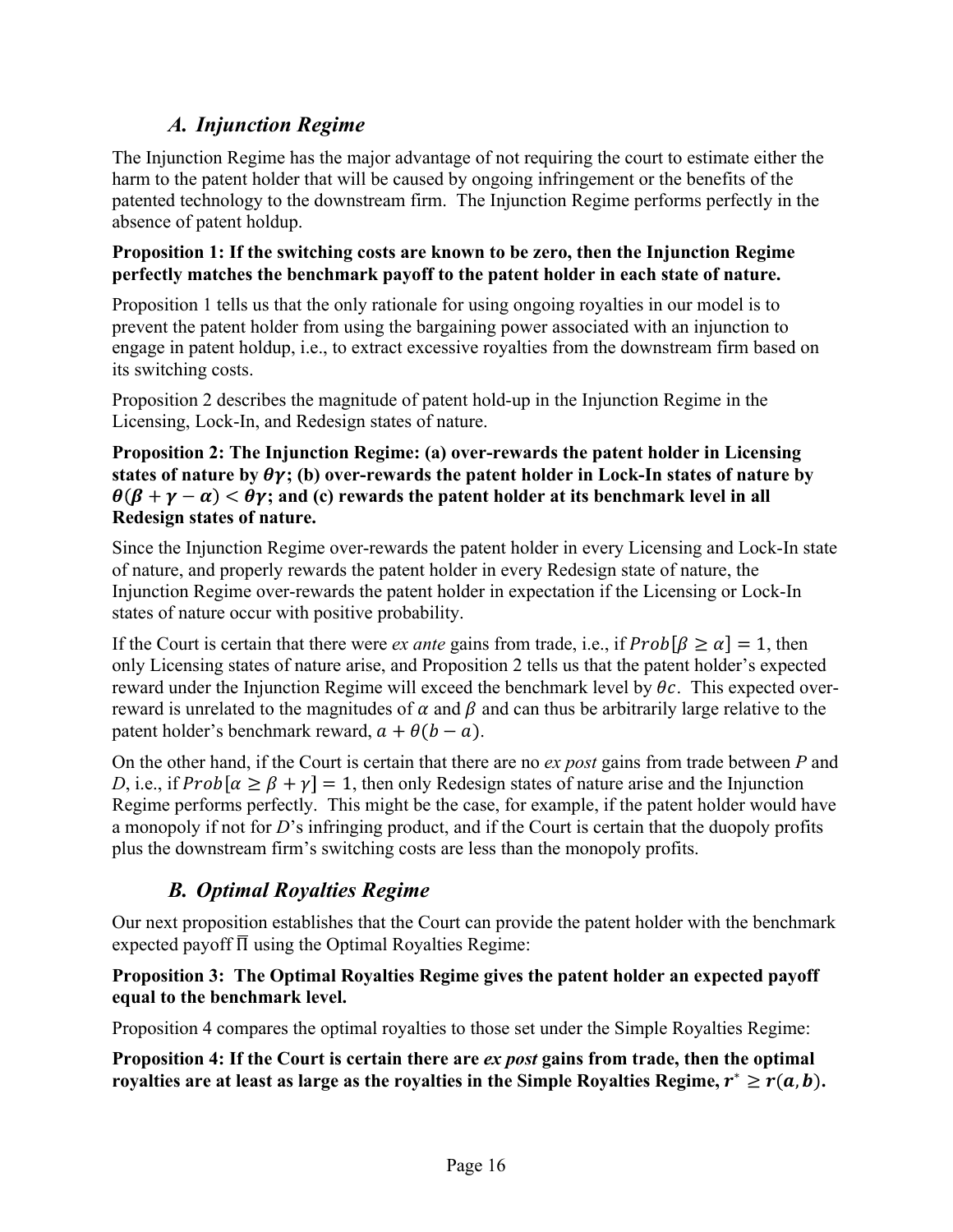### *A. Injunction Regime*

The Injunction Regime has the major advantage of not requiring the court to estimate either the harm to the patent holder that will be caused by ongoing infringement or the benefits of the patented technology to the downstream firm. The Injunction Regime performs perfectly in the absence of patent holdup.

**Proposition 1: If the switching costs are known to be zero, then the Injunction Regime perfectly matches the benchmark payoff to the patent holder in each state of nature.**

Proposition 1 tells us that the only rationale for using ongoing royalties in our model is to prevent the patent holder from using the bargaining power associated with an injunction to engage in patent holdup, i.e., to extract excessive royalties from the downstream firm based on its switching costs.

Proposition 2 describes the magnitude of patent hold-up in the Injunction Regime in the Licensing, Lock-In, and Redesign states of nature.

**Proposition 2: The Injunction Regime: (a) over-rewards the patent holder in Licensing states of nature by $\theta\gamma$; (b) over-rewards the patent holder in Lock-In states of nature by $\theta(\beta + \gamma - \alpha) < \theta\gamma$; and (c) rewards the patent holder at its benchmark level in all Redesign states of nature.**

Since the Injunction Regime over-rewards the patent holder in every Licensing and Lock-In state of nature, and properly rewards the patent holder in every Redesign state of nature, the Injunction Regime over-rewards the patent holder in expectation if the Licensing or Lock-In states of nature occur with positive probability.

If the Court is certain that there were *ex ante* gains from trade, i.e., if $Prob[\beta \geq \alpha] = 1$, then only Licensing states of nature arise, and Proposition 2 tells us that the patent holder's expected reward under the Injunction Regime will exceed the benchmark level by $\theta c$. This expected over-reward is unrelated to the magnitudes of $\alpha$ and $\beta$ and can thus be arbitrarily large relative to the patent holder's benchmark reward, $a + \theta(b - a)$.

On the other hand, if the Court is certain that there are no *ex post* gains from trade between *P* and *D*, i.e., if $Prob[\alpha \geq \beta + \gamma] = 1$, then only Redesign states of nature arise and the Injunction Regime performs perfectly. This might be the case, for example, if the patent holder would have a monopoly if not for *D*'s infringing product, and if the Court is certain that the duopoly profits plus the downstream firm's switching costs are less than the monopoly profits.

### *B. Optimal Royalties Regime*

Our next proposition establishes that the Court can provide the patent holder with the benchmark expected payoff $\overline{\Pi}$ using the Optimal Royalties Regime:

**Proposition 3: The Optimal Royalties Regime gives the patent holder an expected payoff equal to the benchmark level.**

Proposition 4 compares the optimal royalties to those set under the Simple Royalties Regime:

**Proposition 4: If the Court is certain there are *ex post* gains from trade, then the optimal royalties are at least as large as the royalties in the Simple Royalties Regime, $r^* \geq r(a, b)$.**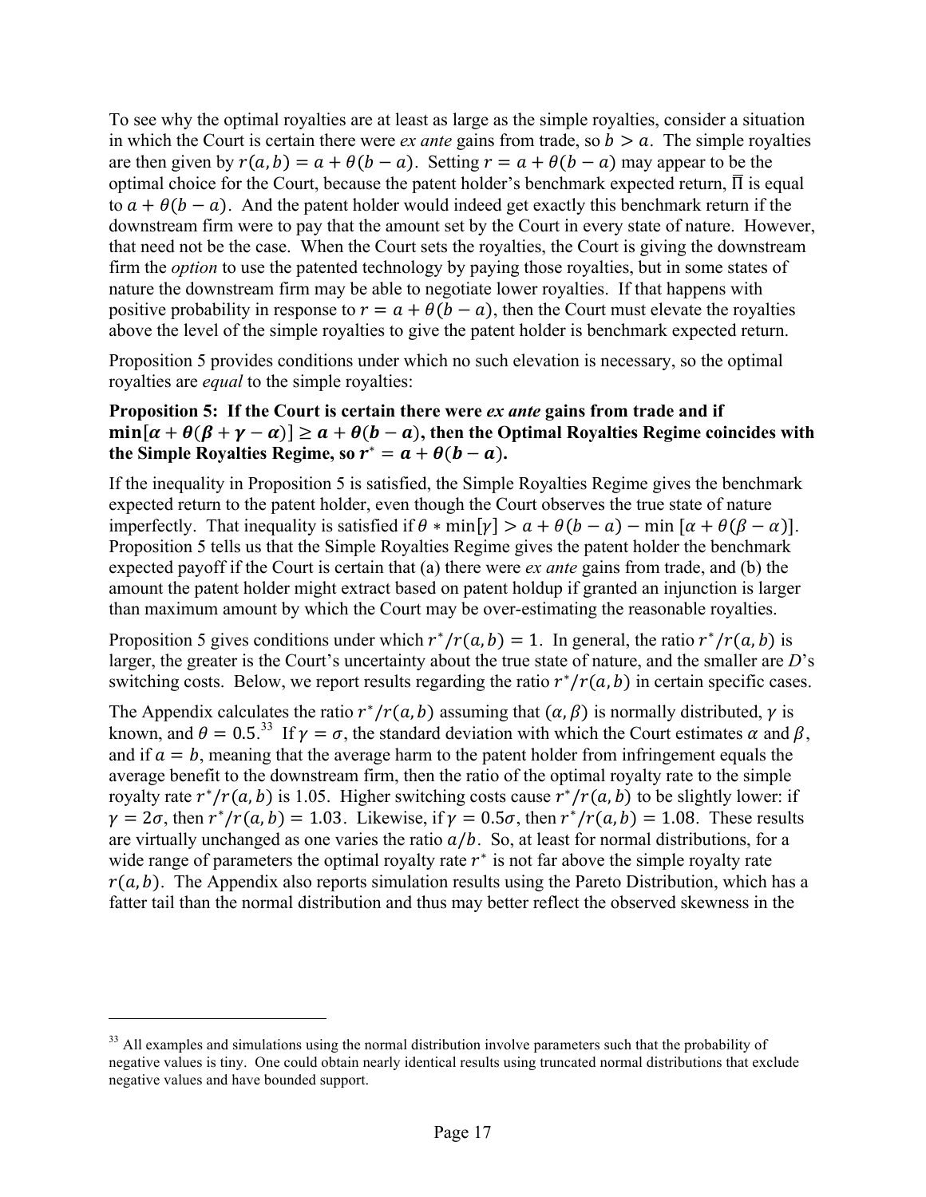To see why the optimal royalties are at least as large as the simple royalties, consider a situation in which the Court is certain there were *ex ante* gains from trade, so $b > a$. The simple royalties are then given by $r(a,b) = a + \theta(b - a)$. Setting $r = a + \theta(b - a)$ may appear to be the optimal choice for the Court, because the patent holder's benchmark expected return, $\overline{\Pi}$ is equal to $a + \theta(b - a)$. And the patent holder would indeed get exactly this benchmark return if the downstream firm were to pay that the amount set by the Court in every state of nature. However, that need not be the case. When the Court sets the royalties, the Court is giving the downstream firm the *option* to use the patented technology by paying those royalties, but in some states of nature the downstream firm may be able to negotiate lower royalties. If that happens with positive probability in response to $r = a + \theta(b - a)$, then the Court must elevate the royalties above the level of the simple royalties to give the patent holder is benchmark expected return.

Proposition 5 provides conditions under which no such elevation is necessary, so the optimal royalties are *equal* to the simple royalties:

**Proposition 5: If the Court is certain there were *ex ante* gains from trade and if $\min[\alpha + \theta(\beta + \gamma - \alpha)] \geq a + \theta(b - a)$, then the Optimal Royalties Regime coincides with the Simple Royalties Regime, so $r^* = a + \theta(b - a)$.**

If the inequality in Proposition 5 is satisfied, the Simple Royalties Regime gives the benchmark expected return to the patent holder, even though the Court observes the true state of nature imperfectly. That inequality is satisfied if $\theta * \min[\gamma] > a + \theta(b - a) - \min[\alpha + \theta(\beta - \alpha)]$. Proposition 5 tells us that the Simple Royalties Regime gives the patent holder the benchmark expected payoff if the Court is certain that (a) there were *ex ante* gains from trade, and (b) the amount the patent holder might extract based on patent holdup if granted an injunction is larger than maximum amount by which the Court may be over-estimating the reasonable royalties.

Proposition 5 gives conditions under which $r^*/r(a,b) = 1$. In general, the ratio $r^*/r(a,b)$ is larger, the greater is the Court's uncertainty about the true state of nature, and the smaller are *D*'s switching costs. Below, we report results regarding the ratio $r^*/r(a,b)$ in certain specific cases.

The Appendix calculates the ratio $r^*/r(a,b)$ assuming that $(\alpha, \beta)$ is normally distributed, $\gamma$ is known, and $\theta = 0.5$.[33] If $\gamma = \sigma$, the standard deviation with which the Court estimates $\alpha$ and $\beta$, and if $a = b$, meaning that the average harm to the patent holder from infringement equals the average benefit to the downstream firm, then the ratio of the optimal royalty rate to the simple royalty rate $r^*/r(a,b)$ is 1.05. Higher switching costs cause $r^*/r(a,b)$ to be slightly lower: if $\gamma = 2\sigma$, then $r^*/r(a,b) = 1.03$. Likewise, if $\gamma = 0.5\sigma$, then $r^*/r(a,b) = 1.08$. These results are virtually unchanged as one varies the ratio $a/b$. So, at least for normal distributions, for a wide range of parameters the optimal royalty rate $r^*$ is not far above the simple royalty rate $r(a,b)$. The Appendix also reports simulation results using the Pareto Distribution, which has a fatter tail than the normal distribution and thus may better reflect the observed skewness in the

---

[33] All examples and simulations using the normal distribution involve parameters such that the probability of negative values is tiny. One could obtain nearly identical results using truncated normal distributions that exclude negative values and have bounded support.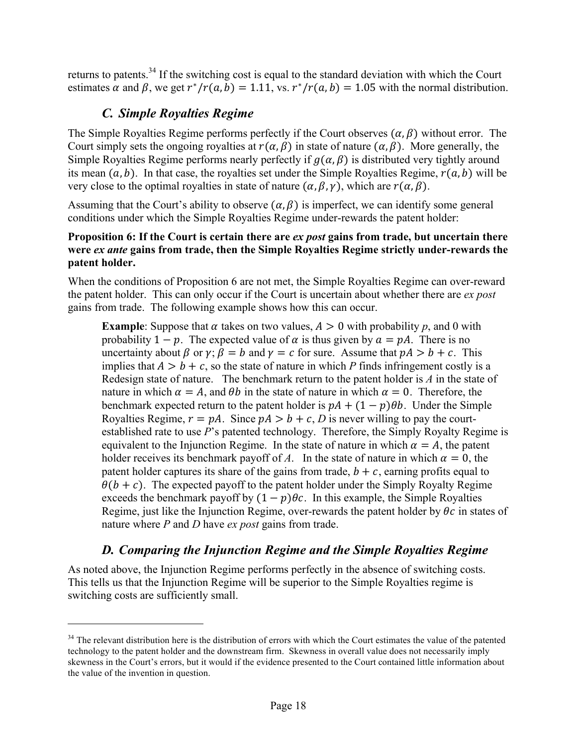returns to patents.[34] If the switching cost is equal to the standard deviation with which the Court estimates $\alpha$ and $\beta$, we get $r^*/r(a,b) = 1.11$, vs. $r^*/r(a,b) = 1.05$ with the normal distribution.

### *C. Simple Royalties Regime*

The Simple Royalties Regime performs perfectly if the Court observes $(\alpha, \beta)$ without error. The Court simply sets the ongoing royalties at $r(\alpha, \beta)$ in state of nature $(\alpha, \beta)$. More generally, the Simple Royalties Regime performs nearly perfectly if $g(\alpha, \beta)$ is distributed very tightly around its mean $(a, b)$. In that case, the royalties set under the Simple Royalties Regime, $r(a, b)$ will be very close to the optimal royalties in state of nature $(\alpha, \beta, \gamma)$, which are $r(\alpha, \beta)$.

Assuming that the Court's ability to observe $(\alpha, \beta)$ is imperfect, we can identify some general conditions under which the Simple Royalties Regime under-rewards the patent holder:

**Proposition 6: If the Court is certain there are *ex post* gains from trade, but uncertain there were *ex ante* gains from trade, then the Simple Royalties Regime strictly under-rewards the patent holder.**

When the conditions of Proposition 6 are not met, the Simple Royalties Regime can over-reward the patent holder. This can only occur if the Court is uncertain about whether there are *ex post* gains from trade. The following example shows how this can occur.

> **Example**: Suppose that $\alpha$ takes on two values, $A > 0$ with probability *p*, and 0 with probability $1 - p$. The expected value of $\alpha$ is thus given by $a = pA$. There is no uncertainty about $\beta$ or $\gamma$; $\beta = b$ and $\gamma = c$ for sure. Assume that $pA > b + c$. This implies that $A > b + c$, so the state of nature in which *P* finds infringement costly is a Redesign state of nature. The benchmark return to the patent holder is *A* in the state of nature in which $\alpha = A$, and $\theta b$ in the state of nature in which $\alpha = 0$. Therefore, the benchmark expected return to the patent holder is $pA + (1 - p)\theta b$. Under the Simple Royalties Regime, $r = pA$. Since $pA > b + c$, *D* is never willing to pay the court-established rate to use *P*'s patented technology. Therefore, the Simply Royalty Regime is equivalent to the Injunction Regime. In the state of nature in which $\alpha = A$, the patent holder receives its benchmark payoff of *A*. In the state of nature in which $\alpha = 0$, the patent holder captures its share of the gains from trade, $b + c$, earning profits equal to $\theta(b + c)$. The expected payoff to the patent holder under the Simply Royalty Regime exceeds the benchmark payoff by $(1 - p)\theta c$. In this example, the Simple Royalties Regime, just like the Injunction Regime, over-rewards the patent holder by $\theta c$ in states of nature where *P* and *D* have *ex post* gains from trade.

### *D. Comparing the Injunction Regime and the Simple Royalties Regime*

As noted above, the Injunction Regime performs perfectly in the absence of switching costs. This tells us that the Injunction Regime will be superior to the Simple Royalties regime is switching costs are sufficiently small.

---

[34] The relevant distribution here is the distribution of errors with which the Court estimates the value of the patented technology to the patent holder and the downstream firm. Skewness in overall value does not necessarily imply skewness in the Court's errors, but it would if the evidence presented to the Court contained little information about the value of the invention in question.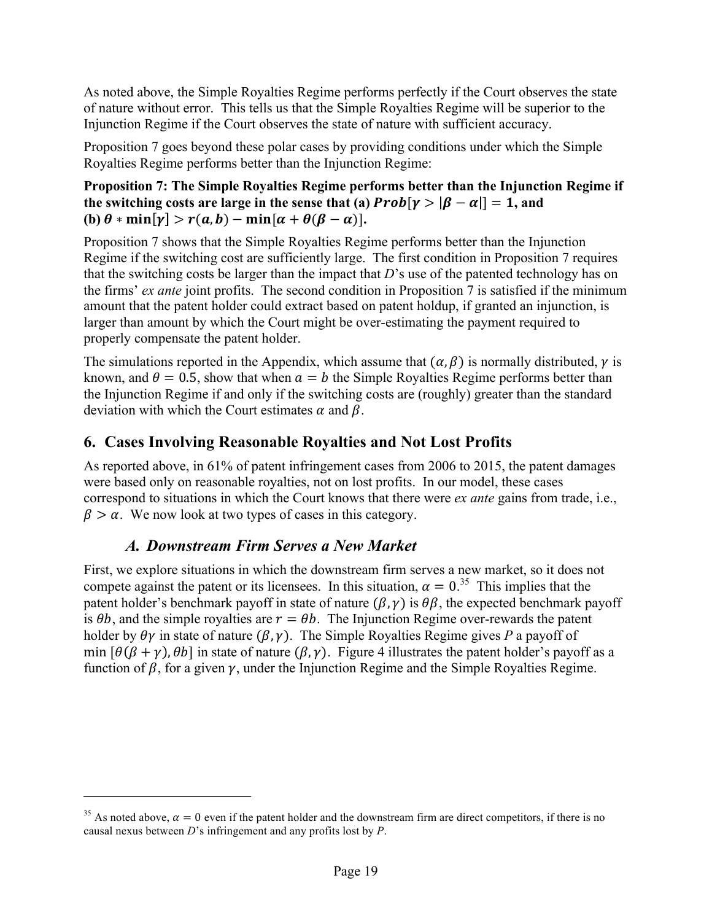As noted above, the Simple Royalties Regime performs perfectly if the Court observes the state of nature without error. This tells us that the Simple Royalties Regime will be superior to the Injunction Regime if the Court observes the state of nature with sufficient accuracy.

Proposition 7 goes beyond these polar cases by providing conditions under which the Simple Royalties Regime performs better than the Injunction Regime:

**Proposition 7: The Simple Royalties Regime performs better than the Injunction Regime if the switching costs are large in the sense that (a) $Prob[\gamma > |\beta - \alpha|] = 1$, and (b) $\theta * \min[\gamma] > r(a, b) - \min[\alpha + \theta(\beta - \alpha)]$.**

Proposition 7 shows that the Simple Royalties Regime performs better than the Injunction Regime if the switching cost are sufficiently large. The first condition in Proposition 7 requires that the switching costs be larger than the impact that *D*'s use of the patented technology has on the firms' *ex ante* joint profits. The second condition in Proposition 7 is satisfied if the minimum amount that the patent holder could extract based on patent holdup, if granted an injunction, is larger than amount by which the Court might be over-estimating the payment required to properly compensate the patent holder.

The simulations reported in the Appendix, which assume that $(\alpha, \beta)$ is normally distributed, $\gamma$ is known, and $\theta = 0.5$, show that when $a = b$ the Simple Royalties Regime performs better than the Injunction Regime if and only if the switching costs are (roughly) greater than the standard deviation with which the Court estimates $\alpha$ and $\beta$.

## 6. Cases Involving Reasonable Royalties and Not Lost Profits

As reported above, in 61% of patent infringement cases from 2006 to 2015, the patent damages were based only on reasonable royalties, not on lost profits. In our model, these cases correspond to situations in which the Court knows that there were *ex ante* gains from trade, i.e., $\beta > \alpha$. We now look at two types of cases in this category.

### *A. Downstream Firm Serves a New Market*

First, we explore situations in which the downstream firm serves a new market, so it does not compete against the patent or its licensees. In this situation, $\alpha = 0$.[35] This implies that the patent holder's benchmark payoff in state of nature $(\beta, \gamma)$ is $\theta\beta$, the expected benchmark payoff is $\theta b$, and the simple royalties are $r = \theta b$. The Injunction Regime over-rewards the patent holder by $\theta\gamma$ in state of nature $(\beta, \gamma)$. The Simple Royalties Regime gives $P$ a payoff of $\min[\theta(\beta + \gamma), \theta b]$ in state of nature $(\beta, \gamma)$. Figure 4 illustrates the patent holder's payoff as a function of $\beta$, for a given $\gamma$, under the Injunction Regime and the Simple Royalties Regime.

[35] As noted above, $\alpha = 0$ even if the patent holder and the downstream firm are direct competitors, if there is no causal nexus between *D*'s infringement and any profits lost by *P*.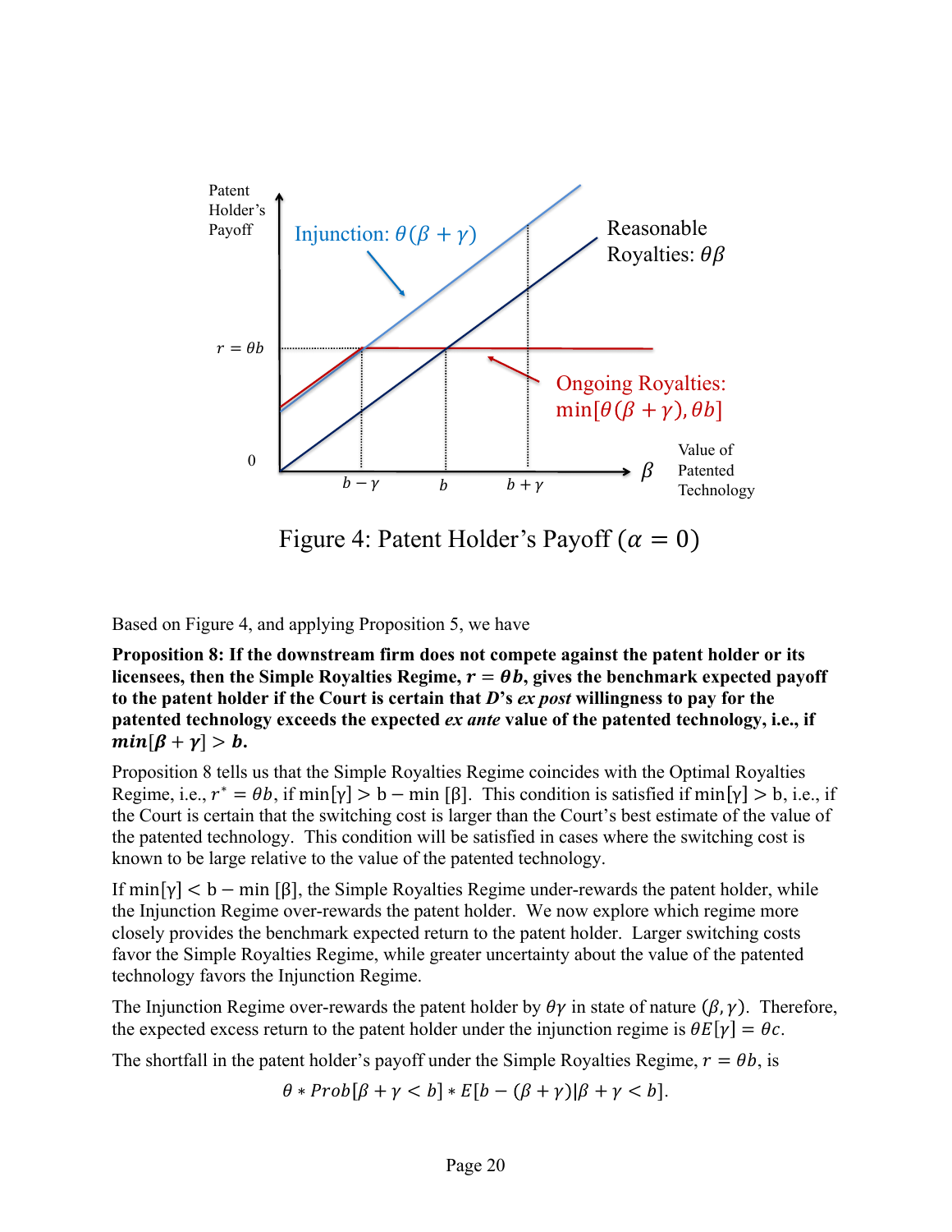Figure 4: Patent Holder's Payoff ($\alpha = 0$)

Based on Figure 4, and applying Proposition 5, we have

**Proposition 8: If the downstream firm does not compete against the patent holder or its licensees, then the Simple Royalties Regime, $r = \theta b$, gives the benchmark expected payoff to the patent holder if the Court is certain that *D*'s *ex post* willingness to pay for the patented technology exceeds the expected *ex ante* value of the patented technology, i.e., if $min[\beta + \gamma] > b$.**

Proposition 8 tells us that the Simple Royalties Regime coincides with the Optimal Royalties Regime, i.e., $r^* = \theta b$, if $\min[\gamma] > b - \min[\beta]$. This condition is satisfied if $\min[\gamma] > b$, i.e., if the Court is certain that the switching cost is larger than the Court's best estimate of the value of the patented technology. This condition will be satisfied in cases where the switching cost is known to be large relative to the value of the patented technology.

If $\min[\gamma] < b - \min[\beta]$, the Simple Royalties Regime under-rewards the patent holder, while the Injunction Regime over-rewards the patent holder. We now explore which regime more closely provides the benchmark expected return to the patent holder. Larger switching costs favor the Simple Royalties Regime, while greater uncertainty about the value of the patented technology favors the Injunction Regime.

The Injunction Regime over-rewards the patent holder by $\theta\gamma$ in state of nature $(\beta, \gamma)$. Therefore, the expected excess return to the patent holder under the injunction regime is $\theta E[\gamma] = \theta c$.

The shortfall in the patent holder's payoff under the Simple Royalties Regime, $r = \theta b$, is

$$\theta * Prob[\beta + \gamma < b] * E[b - (\beta + \gamma)|\beta + \gamma < b].$$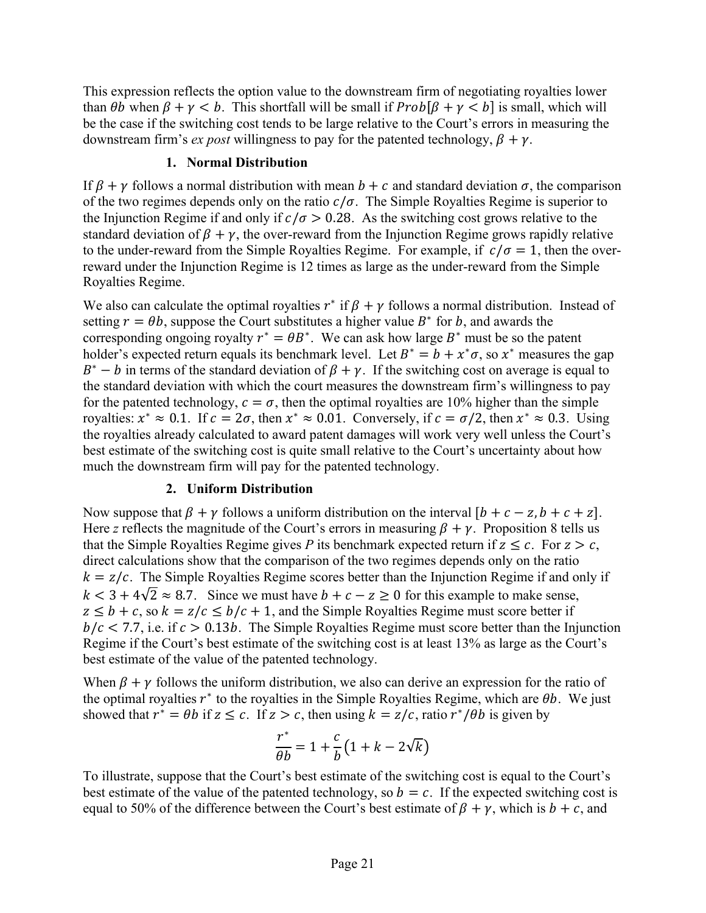This expression reflects the option value to the downstream firm of negotiating royalties lower than $\theta b$ when $\beta + \gamma < b$. This shortfall will be small if $Prob[\beta + \gamma < b]$ is small, which will be the case if the switching cost tends to be large relative to the Court's errors in measuring the downstream firm's *ex post* willingness to pay for the patented technology, $\beta + \gamma$.

### 1. Normal Distribution

If $\beta + \gamma$ follows a normal distribution with mean $b + c$ and standard deviation $\sigma$, the comparison of the two regimes depends only on the ratio $c/\sigma$. The Simple Royalties Regime is superior to the Injunction Regime if and only if $c/\sigma > 0.28$. As the switching cost grows relative to the standard deviation of $\beta + \gamma$, the over-reward from the Injunction Regime grows rapidly relative to the under-reward from the Simple Royalties Regime. For example, if $c/\sigma = 1$, then the over-reward under the Injunction Regime is 12 times as large as the under-reward from the Simple Royalties Regime.

We also can calculate the optimal royalties $r^*$ if $\beta + \gamma$ follows a normal distribution. Instead of setting $r = \theta b$, suppose the Court substitutes a higher value $B^*$ for $b$, and awards the corresponding ongoing royalty $r^* = \theta B^*$. We can ask how large $B^*$ must be so the patent holder's expected return equals its benchmark level. Let $B^* = b + x^*\sigma$, so $x^*$ measures the gap $B^* - b$ in terms of the standard deviation of $\beta + \gamma$. If the switching cost on average is equal to the standard deviation with which the court measures the downstream firm's willingness to pay for the patented technology, $c = \sigma$, then the optimal royalties are 10% higher than the simple royalties: $x^* \approx 0.1$. If $c = 2\sigma$, then $x^* \approx 0.01$. Conversely, if $c = \sigma/2$, then $x^* \approx 0.3$. Using the royalties already calculated to award patent damages will work very well unless the Court's best estimate of the switching cost is quite small relative to the Court's uncertainty about how much the downstream firm will pay for the patented technology.

### 2. Uniform Distribution

Now suppose that $\beta + \gamma$ follows a uniform distribution on the interval $[b + c - z, b + c + z]$. Here $z$ reflects the magnitude of the Court's errors in measuring $\beta + \gamma$. Proposition 8 tells us that the Simple Royalties Regime gives $P$ its benchmark expected return if $z \leq c$. For $z > c$, direct calculations show that the comparison of the two regimes depends only on the ratio $k = z/c$. The Simple Royalties Regime scores better than the Injunction Regime if and only if $k < 3 + 4\sqrt{2} \approx 8.7$. Since we must have $b + c - z \geq 0$ for this example to make sense, $z \leq b + c$, so $k = z/c \leq b/c + 1$, and the Simple Royalties Regime must score better if $b/c < 7.7$, i.e. if $c > 0.13b$. The Simple Royalties Regime must score better than the Injunction Regime if the Court's best estimate of the switching cost is at least 13% as large as the Court's best estimate of the value of the patented technology.

When $\beta + \gamma$ follows the uniform distribution, we also can derive an expression for the ratio of the optimal royalties $r^*$ to the royalties in the Simple Royalties Regime, which are $\theta b$. We just showed that $r^* = \theta b$ if $z \leq c$. If $z > c$, then using $k = z/c$, ratio $r^*/\theta b$ is given by

$$\frac{r^*}{\theta b} = 1 + \frac{c}{b}\left(1 + k - 2\sqrt{k}\right)$$

To illustrate, suppose that the Court's best estimate of the switching cost is equal to the Court's best estimate of the value of the patented technology, so $b = c$. If the expected switching cost is equal to 50% of the difference between the Court's best estimate of $\beta + \gamma$, which is $b + c$, and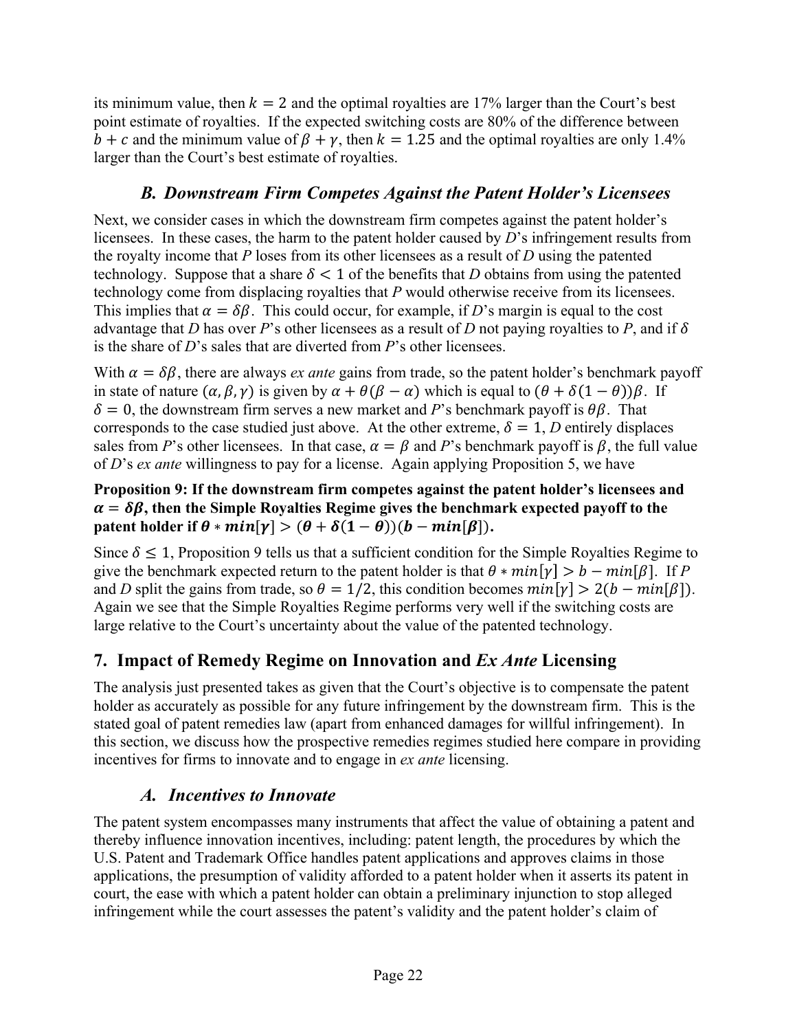its minimum value, then $k = 2$ and the optimal royalties are 17% larger than the Court's best point estimate of royalties. If the expected switching costs are 80% of the difference between $b + c$ and the minimum value of $\beta + \gamma$, then $k = 1.25$ and the optimal royalties are only 1.4% larger than the Court's best estimate of royalties.

### *B. Downstream Firm Competes Against the Patent Holder's Licensees*

Next, we consider cases in which the downstream firm competes against the patent holder's licensees. In these cases, the harm to the patent holder caused by *D*'s infringement results from the royalty income that *P* loses from its other licensees as a result of *D* using the patented technology. Suppose that a share $\delta < 1$ of the benefits that *D* obtains from using the patented technology come from displacing royalties that *P* would otherwise receive from its licensees. This implies that $\alpha = \delta\beta$. This could occur, for example, if *D*'s margin is equal to the cost advantage that *D* has over *P*'s other licensees as a result of *D* not paying royalties to *P*, and if $\delta$ is the share of *D*'s sales that are diverted from *P*'s other licensees.

With $\alpha = \delta\beta$, there are always *ex ante* gains from trade, so the patent holder's benchmark payoff in state of nature $(\alpha, \beta, \gamma)$ is given by $\alpha + \theta(\beta - \alpha)$ which is equal to $(\theta + \delta(1 - \theta))\beta$. If $\delta = 0$, the downstream firm serves a new market and *P*'s benchmark payoff is $\theta\beta$. That corresponds to the case studied just above. At the other extreme, $\delta = 1$, *D* entirely displaces sales from *P*'s other licensees. In that case, $\alpha = \beta$ and *P*'s benchmark payoff is $\beta$, the full value of *D*'s *ex ante* willingness to pay for a license. Again applying Proposition 5, we have

**Proposition 9: If the downstream firm competes against the patent holder's licensees and $\alpha = \delta\beta$, then the Simple Royalties Regime gives the benchmark expected payoff to the patent holder if $\theta * min[\gamma] > (\theta + \delta(1 - \theta))(b - min[\beta])$.**

Since $\delta \leq 1$, Proposition 9 tells us that a sufficient condition for the Simple Royalties Regime to give the benchmark expected return to the patent holder is that $\theta * min[\gamma] > b - min[\beta]$. If *P* and *D* split the gains from trade, so $\theta = 1/2$, this condition becomes $min[\gamma] > 2(b - min[\beta])$. Again we see that the Simple Royalties Regime performs very well if the switching costs are large relative to the Court's uncertainty about the value of the patented technology.

## 7. Impact of Remedy Regime on Innovation and *Ex Ante* Licensing

The analysis just presented takes as given that the Court's objective is to compensate the patent holder as accurately as possible for any future infringement by the downstream firm. This is the stated goal of patent remedies law (apart from enhanced damages for willful infringement). In this section, we discuss how the prospective remedies regimes studied here compare in providing incentives for firms to innovate and to engage in *ex ante* licensing.

### *A. Incentives to Innovate*

The patent system encompasses many instruments that affect the value of obtaining a patent and thereby influence innovation incentives, including: patent length, the procedures by which the U.S. Patent and Trademark Office handles patent applications and approves claims in those applications, the presumption of validity afforded to a patent holder when it asserts its patent in court, the ease with which a patent holder can obtain a preliminary injunction to stop alleged infringement while the court assesses the patent's validity and the patent holder's claim of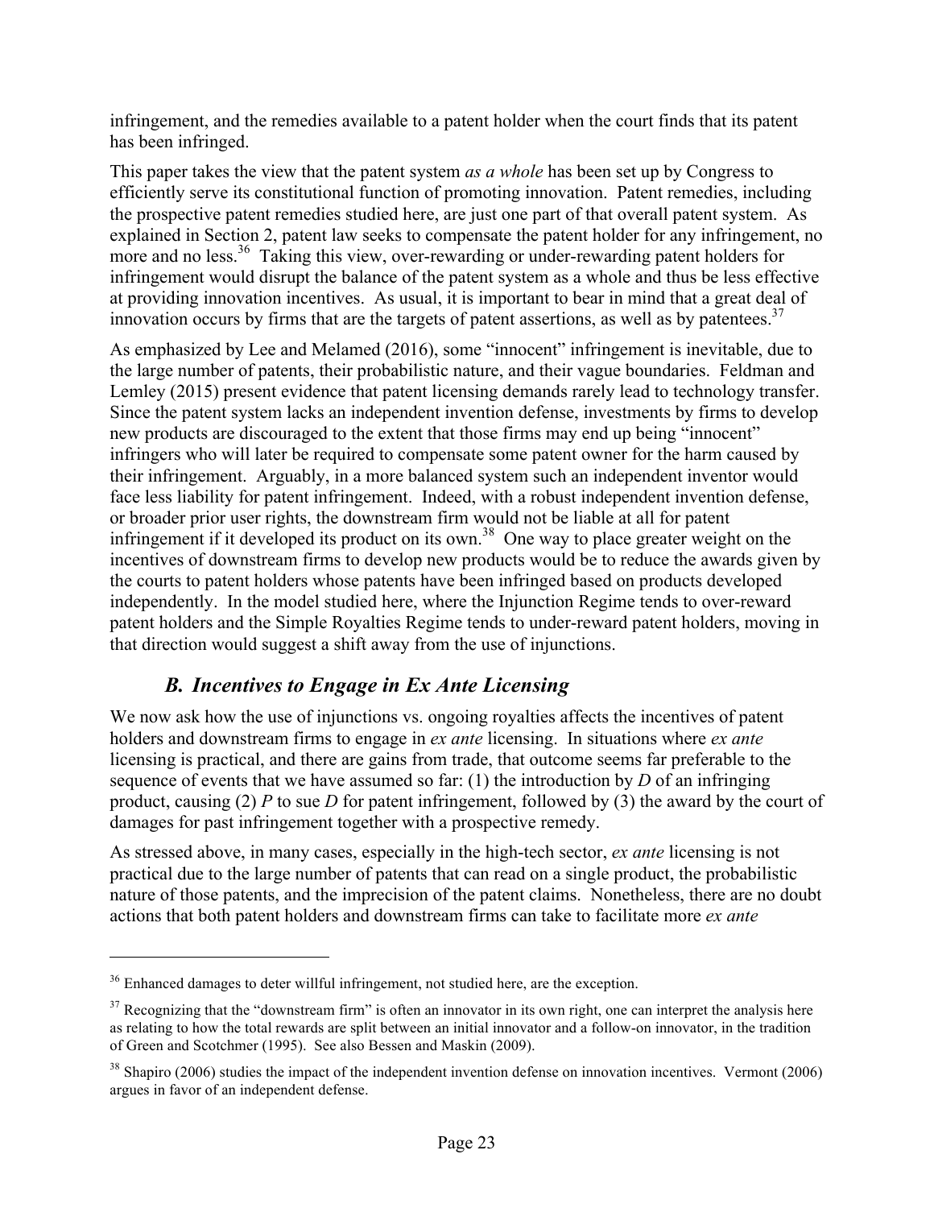infringement, and the remedies available to a patent holder when the court finds that its patent has been infringed.

This paper takes the view that the patent system *as a whole* has been set up by Congress to efficiently serve its constitutional function of promoting innovation. Patent remedies, including the prospective patent remedies studied here, are just one part of that overall patent system. As explained in Section 2, patent law seeks to compensate the patent holder for any infringement, no more and no less.[36] Taking this view, over-rewarding or under-rewarding patent holders for infringement would disrupt the balance of the patent system as a whole and thus be less effective at providing innovation incentives. As usual, it is important to bear in mind that a great deal of innovation occurs by firms that are the targets of patent assertions, as well as by patentees.[37]

As emphasized by Lee and Melamed (2016), some "innocent" infringement is inevitable, due to the large number of patents, their probabilistic nature, and their vague boundaries. Feldman and Lemley (2015) present evidence that patent licensing demands rarely lead to technology transfer. Since the patent system lacks an independent invention defense, investments by firms to develop new products are discouraged to the extent that those firms may end up being "innocent" infringers who will later be required to compensate some patent owner for the harm caused by their infringement. Arguably, in a more balanced system such an independent inventor would face less liability for patent infringement. Indeed, with a robust independent invention defense, or broader prior user rights, the downstream firm would not be liable at all for patent infringement if it developed its product on its own.[38] One way to place greater weight on the incentives of downstream firms to develop new products would be to reduce the awards given by the courts to patent holders whose patents have been infringed based on products developed independently. In the model studied here, where the Injunction Regime tends to over-reward patent holders and the Simple Royalties Regime tends to under-reward patent holders, moving in that direction would suggest a shift away from the use of injunctions.

### *B. Incentives to Engage in Ex Ante Licensing*

We now ask how the use of injunctions vs. ongoing royalties affects the incentives of patent holders and downstream firms to engage in *ex ante* licensing. In situations where *ex ante* licensing is practical, and there are gains from trade, that outcome seems far preferable to the sequence of events that we have assumed so far: (1) the introduction by *D* of an infringing product, causing (2) *P* to sue *D* for patent infringement, followed by (3) the award by the court of damages for past infringement together with a prospective remedy.

As stressed above, in many cases, especially in the high-tech sector, *ex ante* licensing is not practical due to the large number of patents that can read on a single product, the probabilistic nature of those patents, and the imprecision of the patent claims. Nonetheless, there are no doubt actions that both patent holders and downstream firms can take to facilitate more *ex ante*

---

[36] Enhanced damages to deter willful infringement, not studied here, are the exception.

[37] Recognizing that the "downstream firm" is often an innovator in its own right, one can interpret the analysis here as relating to how the total rewards are split between an initial innovator and a follow-on innovator, in the tradition of Green and Scotchmer (1995). See also Bessen and Maskin (2009).

[38] Shapiro (2006) studies the impact of the independent invention defense on innovation incentives. Vermont (2006) argues in favor of an independent defense.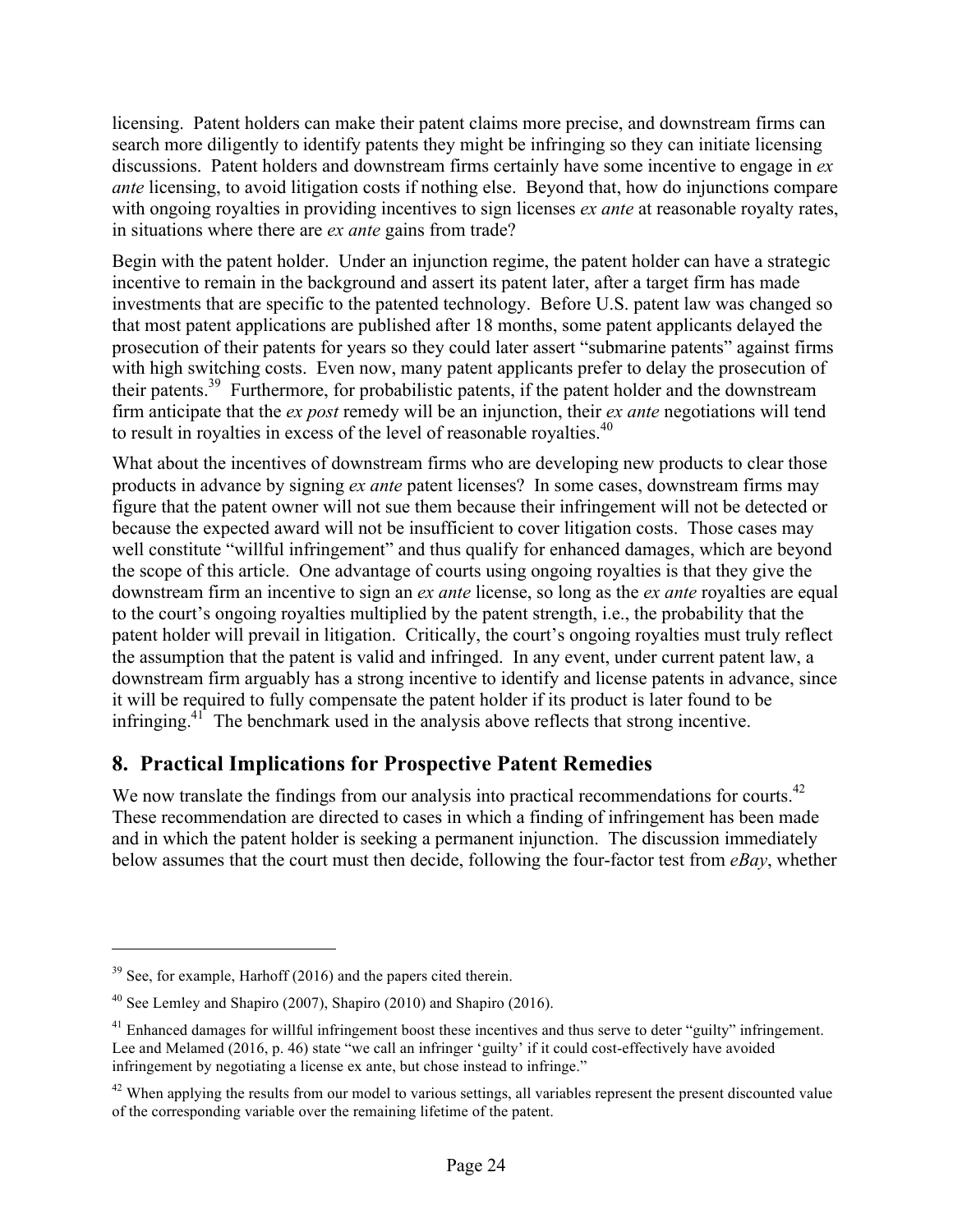licensing. Patent holders can make their patent claims more precise, and downstream firms can search more diligently to identify patents they might be infringing so they can initiate licensing discussions. Patent holders and downstream firms certainly have some incentive to engage in *ex ante* licensing, to avoid litigation costs if nothing else. Beyond that, how do injunctions compare with ongoing royalties in providing incentives to sign licenses *ex ante* at reasonable royalty rates, in situations where there are *ex ante* gains from trade?

Begin with the patent holder. Under an injunction regime, the patent holder can have a strategic incentive to remain in the background and assert its patent later, after a target firm has made investments that are specific to the patented technology. Before U.S. patent law was changed so that most patent applications are published after 18 months, some patent applicants delayed the prosecution of their patents for years so they could later assert "submarine patents" against firms with high switching costs. Even now, many patent applicants prefer to delay the prosecution of their patents.[39] Furthermore, for probabilistic patents, if the patent holder and the downstream firm anticipate that the *ex post* remedy will be an injunction, their *ex ante* negotiations will tend to result in royalties in excess of the level of reasonable royalties.[40]

What about the incentives of downstream firms who are developing new products to clear those products in advance by signing *ex ante* patent licenses? In some cases, downstream firms may figure that the patent owner will not sue them because their infringement will not be detected or because the expected award will not be insufficient to cover litigation costs. Those cases may well constitute "willful infringement" and thus qualify for enhanced damages, which are beyond the scope of this article. One advantage of courts using ongoing royalties is that they give the downstream firm an incentive to sign an *ex ante* license, so long as the *ex ante* royalties are equal to the court's ongoing royalties multiplied by the patent strength, i.e., the probability that the patent holder will prevail in litigation. Critically, the court's ongoing royalties must truly reflect the assumption that the patent is valid and infringed. In any event, under current patent law, a downstream firm arguably has a strong incentive to identify and license patents in advance, since it will be required to fully compensate the patent holder if its product is later found to be infringing.[41] The benchmark used in the analysis above reflects that strong incentive.

## 8. Practical Implications for Prospective Patent Remedies

We now translate the findings from our analysis into practical recommendations for courts.[42] These recommendation are directed to cases in which a finding of infringement has been made and in which the patent holder is seeking a permanent injunction. The discussion immediately below assumes that the court must then decide, following the four-factor test from *eBay*, whether

---

[39] See, for example, Harhoff (2016) and the papers cited therein.

[40] See Lemley and Shapiro (2007), Shapiro (2010) and Shapiro (2016).

[41] Enhanced damages for willful infringement boost these incentives and thus serve to deter "guilty" infringement. Lee and Melamed (2016, p. 46) state "we call an infringer 'guilty' if it could cost-effectively have avoided infringement by negotiating a license ex ante, but chose instead to infringe."

[42] When applying the results from our model to various settings, all variables represent the present discounted value of the corresponding variable over the remaining lifetime of the patent.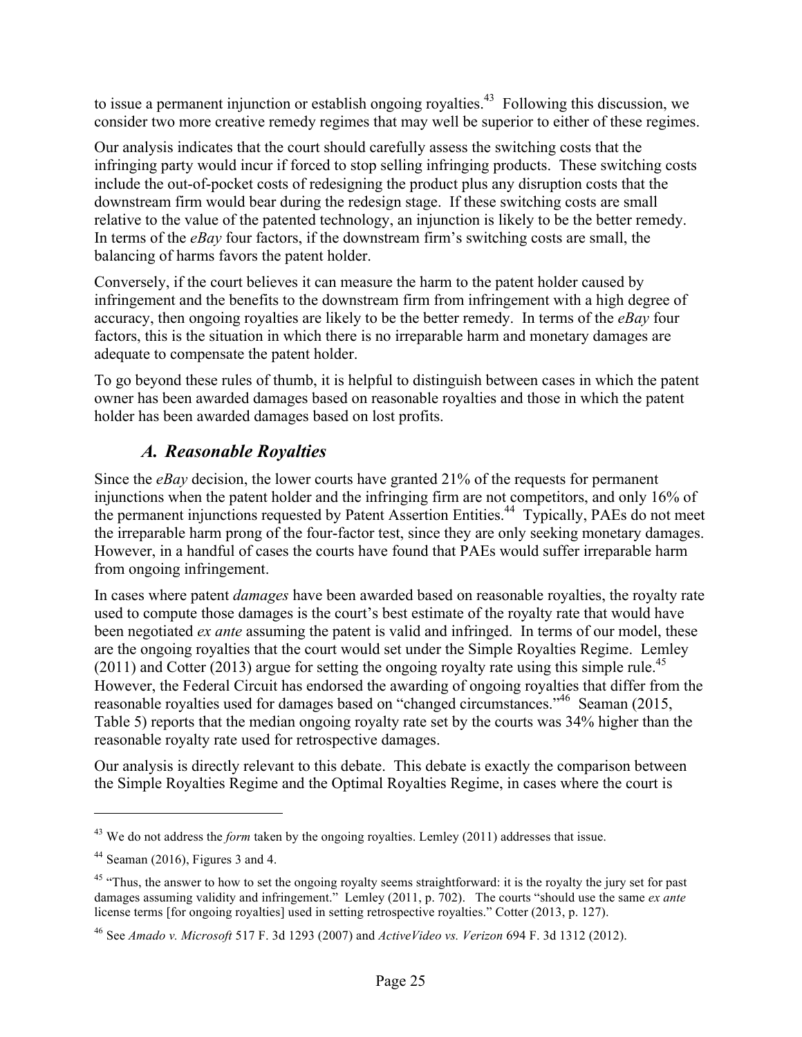to issue a permanent injunction or establish ongoing royalties.[43] Following this discussion, we consider two more creative remedy regimes that may well be superior to either of these regimes.

Our analysis indicates that the court should carefully assess the switching costs that the infringing party would incur if forced to stop selling infringing products. These switching costs include the out-of-pocket costs of redesigning the product plus any disruption costs that the downstream firm would bear during the redesign stage. If these switching costs are small relative to the value of the patented technology, an injunction is likely to be the better remedy. In terms of the *eBay* four factors, if the downstream firm's switching costs are small, the balancing of harms favors the patent holder.

Conversely, if the court believes it can measure the harm to the patent holder caused by infringement and the benefits to the downstream firm from infringement with a high degree of accuracy, then ongoing royalties are likely to be the better remedy. In terms of the *eBay* four factors, this is the situation in which there is no irreparable harm and monetary damages are adequate to compensate the patent holder.

To go beyond these rules of thumb, it is helpful to distinguish between cases in which the patent owner has been awarded damages based on reasonable royalties and those in which the patent holder has been awarded damages based on lost profits.

### *A. Reasonable Royalties*

Since the *eBay* decision, the lower courts have granted 21% of the requests for permanent injunctions when the patent holder and the infringing firm are not competitors, and only 16% of the permanent injunctions requested by Patent Assertion Entities.[44] Typically, PAEs do not meet the irreparable harm prong of the four-factor test, since they are only seeking monetary damages. However, in a handful of cases the courts have found that PAEs would suffer irreparable harm from ongoing infringement.

In cases where patent *damages* have been awarded based on reasonable royalties, the royalty rate used to compute those damages is the court's best estimate of the royalty rate that would have been negotiated *ex ante* assuming the patent is valid and infringed. In terms of our model, these are the ongoing royalties that the court would set under the Simple Royalties Regime. Lemley (2011) and Cotter (2013) argue for setting the ongoing royalty rate using this simple rule.[45] However, the Federal Circuit has endorsed the awarding of ongoing royalties that differ from the reasonable royalties used for damages based on "changed circumstances."[46] Seaman (2015, Table 5) reports that the median ongoing royalty rate set by the courts was 34% higher than the reasonable royalty rate used for retrospective damages.

Our analysis is directly relevant to this debate. This debate is exactly the comparison between the Simple Royalties Regime and the Optimal Royalties Regime, in cases where the court is

---

[43] We do not address the *form* taken by the ongoing royalties. Lemley (2011) addresses that issue.

[44] Seaman (2016), Figures 3 and 4.

[45] "Thus, the answer to how to set the ongoing royalty seems straightforward: it is the royalty the jury set for past damages assuming validity and infringement." Lemley (2011, p. 702). The courts "should use the same *ex ante* license terms [for ongoing royalties] used in setting retrospective royalties." Cotter (2013, p. 127).

[46] See *Amado v. Microsoft* 517 F. 3d 1293 (2007) and *ActiveVideo vs. Verizon* 694 F. 3d 1312 (2012).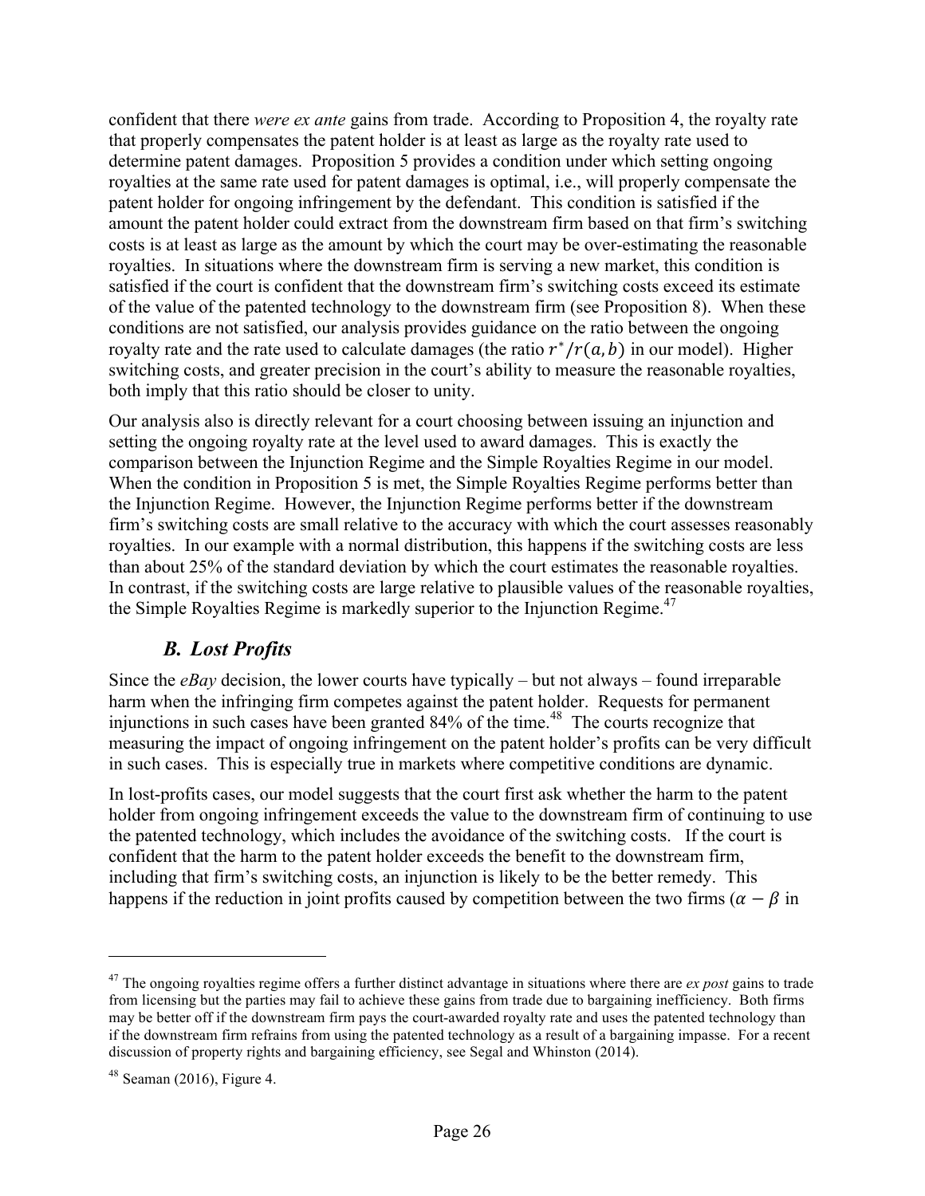confident that there *were ex ante* gains from trade. According to Proposition 4, the royalty rate that properly compensates the patent holder is at least as large as the royalty rate used to determine patent damages. Proposition 5 provides a condition under which setting ongoing royalties at the same rate used for patent damages is optimal, i.e., will properly compensate the patent holder for ongoing infringement by the defendant. This condition is satisfied if the amount the patent holder could extract from the downstream firm based on that firm's switching costs is at least as large as the amount by which the court may be over-estimating the reasonable royalties. In situations where the downstream firm is serving a new market, this condition is satisfied if the court is confident that the downstream firm's switching costs exceed its estimate of the value of the patented technology to the downstream firm (see Proposition 8). When these conditions are not satisfied, our analysis provides guidance on the ratio between the ongoing royalty rate and the rate used to calculate damages (the ratio $r^*/r(a,b)$ in our model). Higher switching costs, and greater precision in the court's ability to measure the reasonable royalties, both imply that this ratio should be closer to unity.

Our analysis also is directly relevant for a court choosing between issuing an injunction and setting the ongoing royalty rate at the level used to award damages. This is exactly the comparison between the Injunction Regime and the Simple Royalties Regime in our model. When the condition in Proposition 5 is met, the Simple Royalties Regime performs better than the Injunction Regime. However, the Injunction Regime performs better if the downstream firm's switching costs are small relative to the accuracy with which the court assesses reasonably royalties. In our example with a normal distribution, this happens if the switching costs are less than about 25% of the standard deviation by which the court estimates the reasonable royalties. In contrast, if the switching costs are large relative to plausible values of the reasonable royalties, the Simple Royalties Regime is markedly superior to the Injunction Regime.[47]

### *B. Lost Profits*

Since the *eBay* decision, the lower courts have typically – but not always – found irreparable harm when the infringing firm competes against the patent holder. Requests for permanent injunctions in such cases have been granted 84% of the time.[48] The courts recognize that measuring the impact of ongoing infringement on the patent holder's profits can be very difficult in such cases. This is especially true in markets where competitive conditions are dynamic.

In lost-profits cases, our model suggests that the court first ask whether the harm to the patent holder from ongoing infringement exceeds the value to the downstream firm of continuing to use the patented technology, which includes the avoidance of the switching costs. If the court is confident that the harm to the patent holder exceeds the benefit to the downstream firm, including that firm's switching costs, an injunction is likely to be the better remedy. This happens if the reduction in joint profits caused by competition between the two firms ($\alpha - \beta$ in

---

[47] The ongoing royalties regime offers a further distinct advantage in situations where there are *ex post* gains to trade from licensing but the parties may fail to achieve these gains from trade due to bargaining inefficiency. Both firms may be better off if the downstream firm pays the court-awarded royalty rate and uses the patented technology than if the downstream firm refrains from using the patented technology as a result of a bargaining impasse. For a recent discussion of property rights and bargaining efficiency, see Segal and Whinston (2014).

[48] Seaman (2016), Figure 4.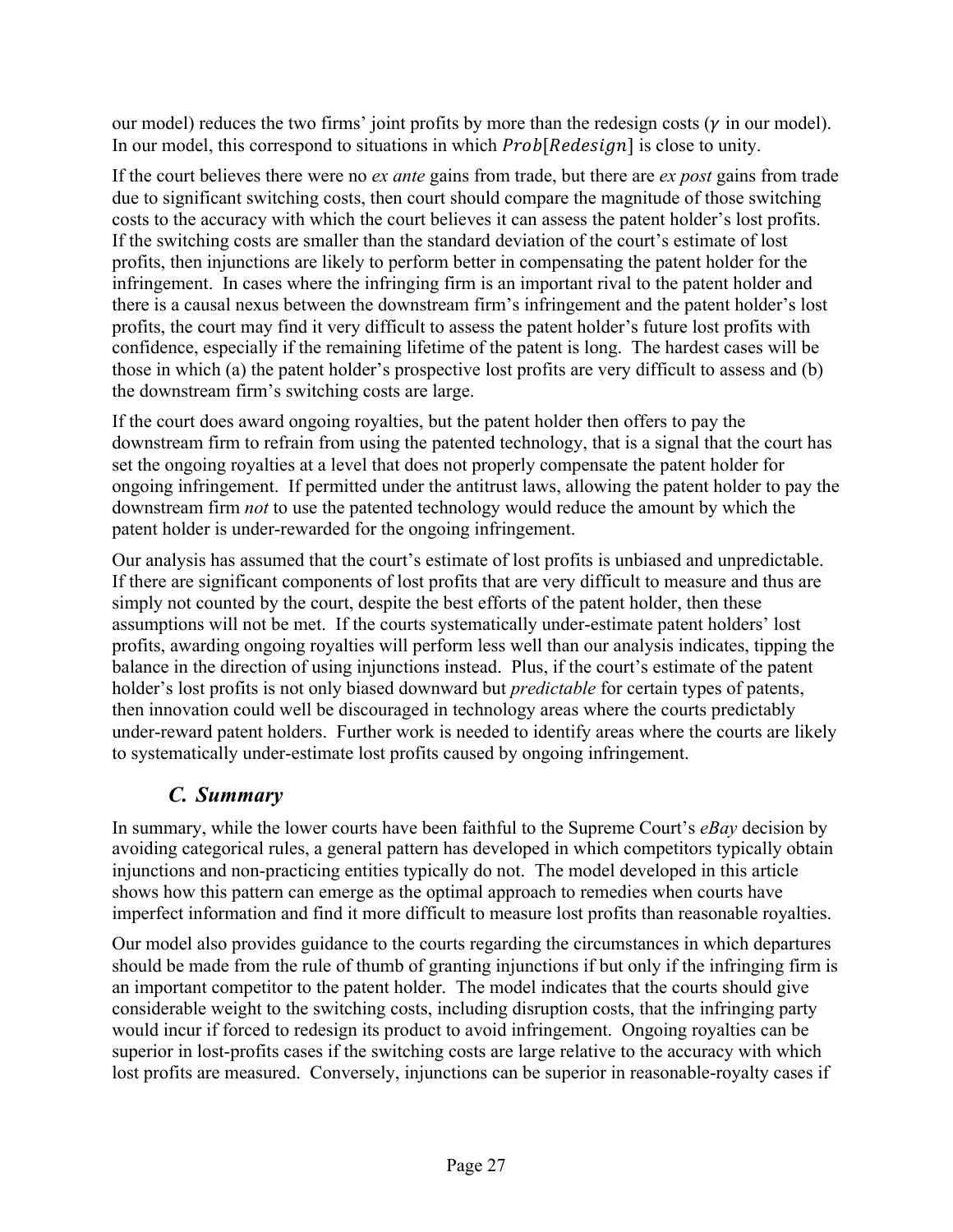our model) reduces the two firms' joint profits by more than the redesign costs ($\gamma$ in our model). In our model, this correspond to situations in which $Prob[Redesign]$ is close to unity.

If the court believes there were no *ex ante* gains from trade, but there are *ex post* gains from trade due to significant switching costs, then court should compare the magnitude of those switching costs to the accuracy with which the court believes it can assess the patent holder's lost profits. If the switching costs are smaller than the standard deviation of the court's estimate of lost profits, then injunctions are likely to perform better in compensating the patent holder for the infringement. In cases where the infringing firm is an important rival to the patent holder and there is a causal nexus between the downstream firm's infringement and the patent holder's lost profits, the court may find it very difficult to assess the patent holder's future lost profits with confidence, especially if the remaining lifetime of the patent is long. The hardest cases will be those in which (a) the patent holder's prospective lost profits are very difficult to assess and (b) the downstream firm's switching costs are large.

If the court does award ongoing royalties, but the patent holder then offers to pay the downstream firm to refrain from using the patented technology, that is a signal that the court has set the ongoing royalties at a level that does not properly compensate the patent holder for ongoing infringement. If permitted under the antitrust laws, allowing the patent holder to pay the downstream firm *not* to use the patented technology would reduce the amount by which the patent holder is under-rewarded for the ongoing infringement.

Our analysis has assumed that the court's estimate of lost profits is unbiased and unpredictable. If there are significant components of lost profits that are very difficult to measure and thus are simply not counted by the court, despite the best efforts of the patent holder, then these assumptions will not be met. If the courts systematically under-estimate patent holders' lost profits, awarding ongoing royalties will perform less well than our analysis indicates, tipping the balance in the direction of using injunctions instead. Plus, if the court's estimate of the patent holder's lost profits is not only biased downward but *predictable* for certain types of patents, then innovation could well be discouraged in technology areas where the courts predictably under-reward patent holders. Further work is needed to identify areas where the courts are likely to systematically under-estimate lost profits caused by ongoing infringement.

## *C. Summary*

In summary, while the lower courts have been faithful to the Supreme Court's *eBay* decision by avoiding categorical rules, a general pattern has developed in which competitors typically obtain injunctions and non-practicing entities typically do not. The model developed in this article shows how this pattern can emerge as the optimal approach to remedies when courts have imperfect information and find it more difficult to measure lost profits than reasonable royalties.

Our model also provides guidance to the courts regarding the circumstances in which departures should be made from the rule of thumb of granting injunctions if but only if the infringing firm is an important competitor to the patent holder. The model indicates that the courts should give considerable weight to the switching costs, including disruption costs, that the infringing party would incur if forced to redesign its product to avoid infringement. Ongoing royalties can be superior in lost-profits cases if the switching costs are large relative to the accuracy with which lost profits are measured. Conversely, injunctions can be superior in reasonable-royalty cases if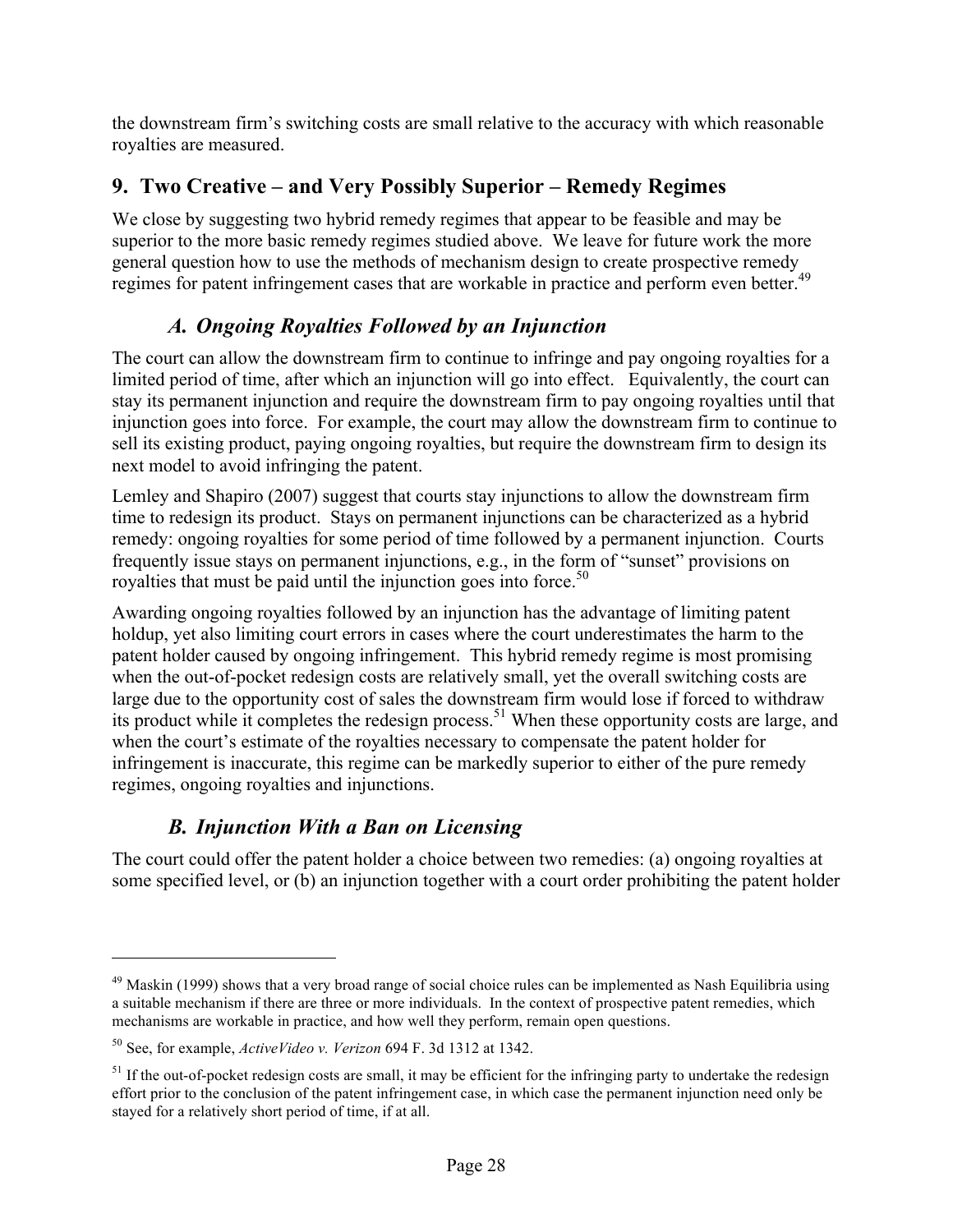the downstream firm's switching costs are small relative to the accuracy with which reasonable royalties are measured.

## 9. Two Creative – and Very Possibly Superior – Remedy Regimes

We close by suggesting two hybrid remedy regimes that appear to be feasible and may be superior to the more basic remedy regimes studied above. We leave for future work the more general question how to use the methods of mechanism design to create prospective remedy regimes for patent infringement cases that are workable in practice and perform even better.[49]

### *A. Ongoing Royalties Followed by an Injunction*

The court can allow the downstream firm to continue to infringe and pay ongoing royalties for a limited period of time, after which an injunction will go into effect. Equivalently, the court can stay its permanent injunction and require the downstream firm to pay ongoing royalties until that injunction goes into force. For example, the court may allow the downstream firm to continue to sell its existing product, paying ongoing royalties, but require the downstream firm to design its next model to avoid infringing the patent.

Lemley and Shapiro (2007) suggest that courts stay injunctions to allow the downstream firm time to redesign its product. Stays on permanent injunctions can be characterized as a hybrid remedy: ongoing royalties for some period of time followed by a permanent injunction. Courts frequently issue stays on permanent injunctions, e.g., in the form of "sunset" provisions on royalties that must be paid until the injunction goes into force.[50]

Awarding ongoing royalties followed by an injunction has the advantage of limiting patent holdup, yet also limiting court errors in cases where the court underestimates the harm to the patent holder caused by ongoing infringement. This hybrid remedy regime is most promising when the out-of-pocket redesign costs are relatively small, yet the overall switching costs are large due to the opportunity cost of sales the downstream firm would lose if forced to withdraw its product while it completes the redesign process.[51] When these opportunity costs are large, and when the court's estimate of the royalties necessary to compensate the patent holder for infringement is inaccurate, this regime can be markedly superior to either of the pure remedy regimes, ongoing royalties and injunctions.

### *B. Injunction With a Ban on Licensing*

The court could offer the patent holder a choice between two remedies: (a) ongoing royalties at some specified level, or (b) an injunction together with a court order prohibiting the patent holder

---

[49] Maskin (1999) shows that a very broad range of social choice rules can be implemented as Nash Equilibria using a suitable mechanism if there are three or more individuals. In the context of prospective patent remedies, which mechanisms are workable in practice, and how well they perform, remain open questions.

[50] See, for example, *ActiveVideo v. Verizon* 694 F. 3d 1312 at 1342.

[51] If the out-of-pocket redesign costs are small, it may be efficient for the infringing party to undertake the redesign effort prior to the conclusion of the patent infringement case, in which case the permanent injunction need only be stayed for a relatively short period of time, if at all.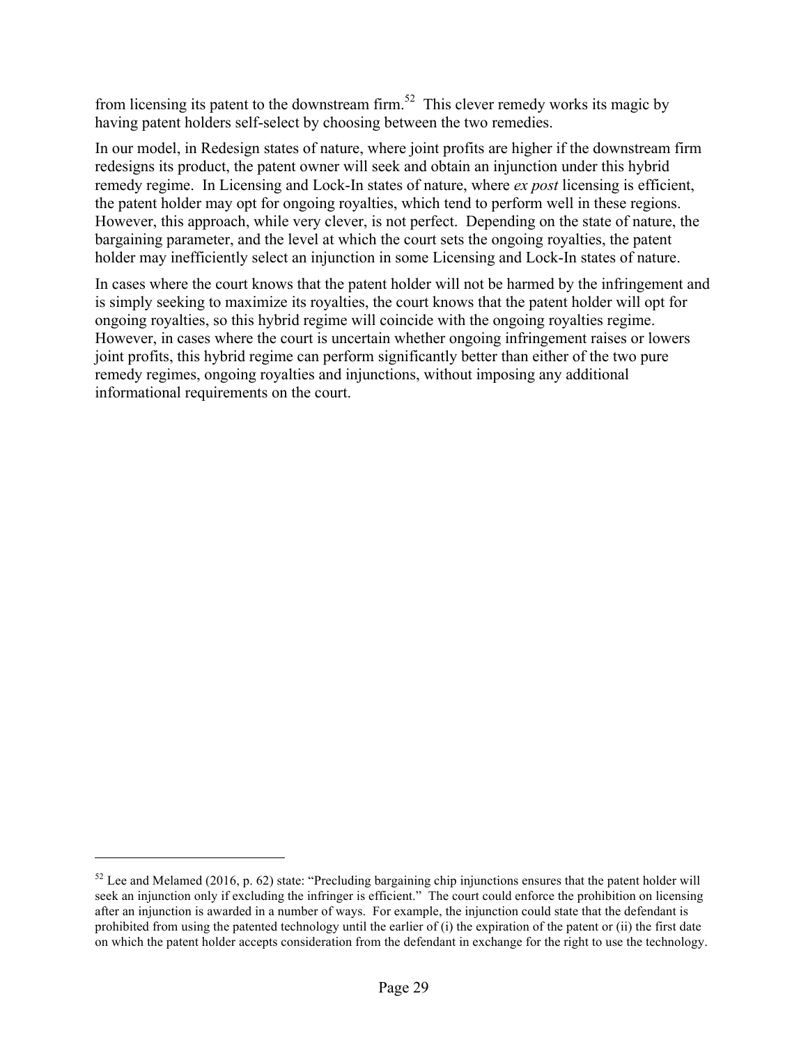from licensing its patent to the downstream firm.[52] This clever remedy works its magic by having patent holders self-select by choosing between the two remedies.

In our model, in Redesign states of nature, where joint profits are higher if the downstream firm redesigns its product, the patent owner will seek and obtain an injunction under this hybrid remedy regime. In Licensing and Lock-In states of nature, where *ex post* licensing is efficient, the patent holder may opt for ongoing royalties, which tend to perform well in these regions. However, this approach, while very clever, is not perfect. Depending on the state of nature, the bargaining parameter, and the level at which the court sets the ongoing royalties, the patent holder may inefficiently select an injunction in some Licensing and Lock-In states of nature.

In cases where the court knows that the patent holder will not be harmed by the infringement and is simply seeking to maximize its royalties, the court knows that the patent holder will opt for ongoing royalties, so this hybrid regime will coincide with the ongoing royalties regime. However, in cases where the court is uncertain whether ongoing infringement raises or lowers joint profits, this hybrid regime can perform significantly better than either of the two pure remedy regimes, ongoing royalties and injunctions, without imposing any additional informational requirements on the court.

---

[52] Lee and Melamed (2016, p. 62) state: "Precluding bargaining chip injunctions ensures that the patent holder will seek an injunction only if excluding the infringer is efficient." The court could enforce the prohibition on licensing after an injunction is awarded in a number of ways. For example, the injunction could state that the defendant is prohibited from using the patented technology until the earlier of (i) the expiration of the patent or (ii) the first date on which the patent holder accepts consideration from the defendant in exchange for the right to use the technology.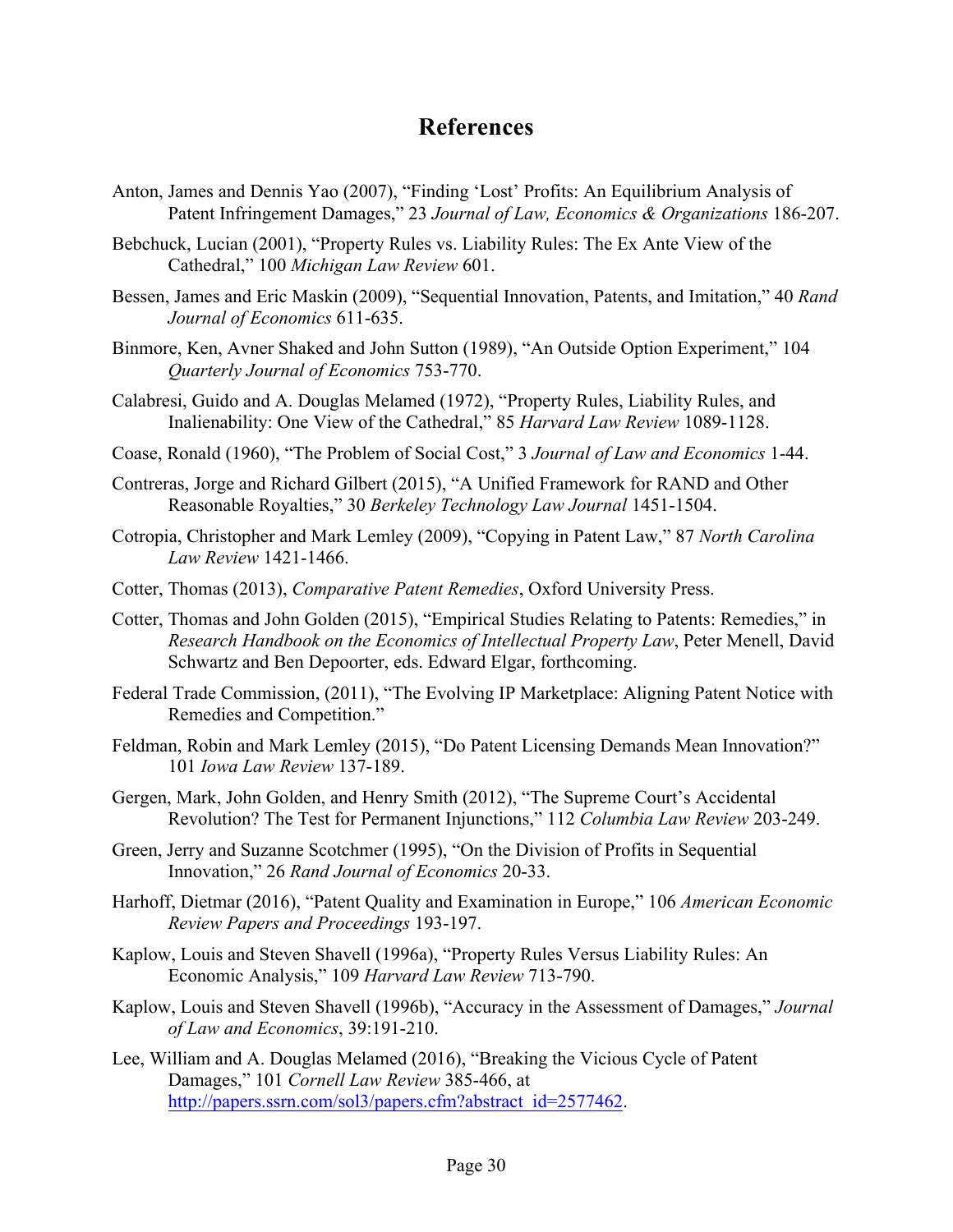# References

Anton, James and Dennis Yao (2007), "Finding 'Lost' Profits: An Equilibrium Analysis of Patent Infringement Damages," 23 *Journal of Law, Economics & Organizations* 186-207.

Bebchuck, Lucian (2001), "Property Rules vs. Liability Rules: The Ex Ante View of the Cathedral," 100 *Michigan Law Review* 601.

Bessen, James and Eric Maskin (2009), "Sequential Innovation, Patents, and Imitation," 40 *Rand Journal of Economics* 611-635.

Binmore, Ken, Avner Shaked and John Sutton (1989), "An Outside Option Experiment," 104 *Quarterly Journal of Economics* 753-770.

Calabresi, Guido and A. Douglas Melamed (1972), "Property Rules, Liability Rules, and Inalienability: One View of the Cathedral," 85 *Harvard Law Review* 1089-1128.

Coase, Ronald (1960), "The Problem of Social Cost," 3 *Journal of Law and Economics* 1-44.

Contreras, Jorge and Richard Gilbert (2015), "A Unified Framework for RAND and Other Reasonable Royalties," 30 *Berkeley Technology Law Journal* 1451-1504.

Cotropia, Christopher and Mark Lemley (2009), "Copying in Patent Law," 87 *North Carolina Law Review* 1421-1466.

Cotter, Thomas (2013), *Comparative Patent Remedies*, Oxford University Press.

Cotter, Thomas and John Golden (2015), "Empirical Studies Relating to Patents: Remedies," in *Research Handbook on the Economics of Intellectual Property Law*, Peter Menell, David Schwartz and Ben Depoorter, eds. Edward Elgar, forthcoming.

Federal Trade Commission, (2011), "The Evolving IP Marketplace: Aligning Patent Notice with Remedies and Competition."

Feldman, Robin and Mark Lemley (2015), "Do Patent Licensing Demands Mean Innovation?" 101 *Iowa Law Review* 137-189.

Gergen, Mark, John Golden, and Henry Smith (2012), "The Supreme Court's Accidental Revolution? The Test for Permanent Injunctions," 112 *Columbia Law Review* 203-249.

Green, Jerry and Suzanne Scotchmer (1995), "On the Division of Profits in Sequential Innovation," 26 *Rand Journal of Economics* 20-33.

Harhoff, Dietmar (2016), "Patent Quality and Examination in Europe," 106 *American Economic Review Papers and Proceedings* 193-197.

Kaplow, Louis and Steven Shavell (1996a), "Property Rules Versus Liability Rules: An Economic Analysis," 109 *Harvard Law Review* 713-790.

Kaplow, Louis and Steven Shavell (1996b), "Accuracy in the Assessment of Damages," *Journal of Law and Economics*, 39:191-210.

Lee, William and A. Douglas Melamed (2016), "Breaking the Vicious Cycle of Patent Damages," 101 *Cornell Law Review* 385-466, at http://papers.ssrn.com/sol3/papers.cfm?abstract_id=2577462.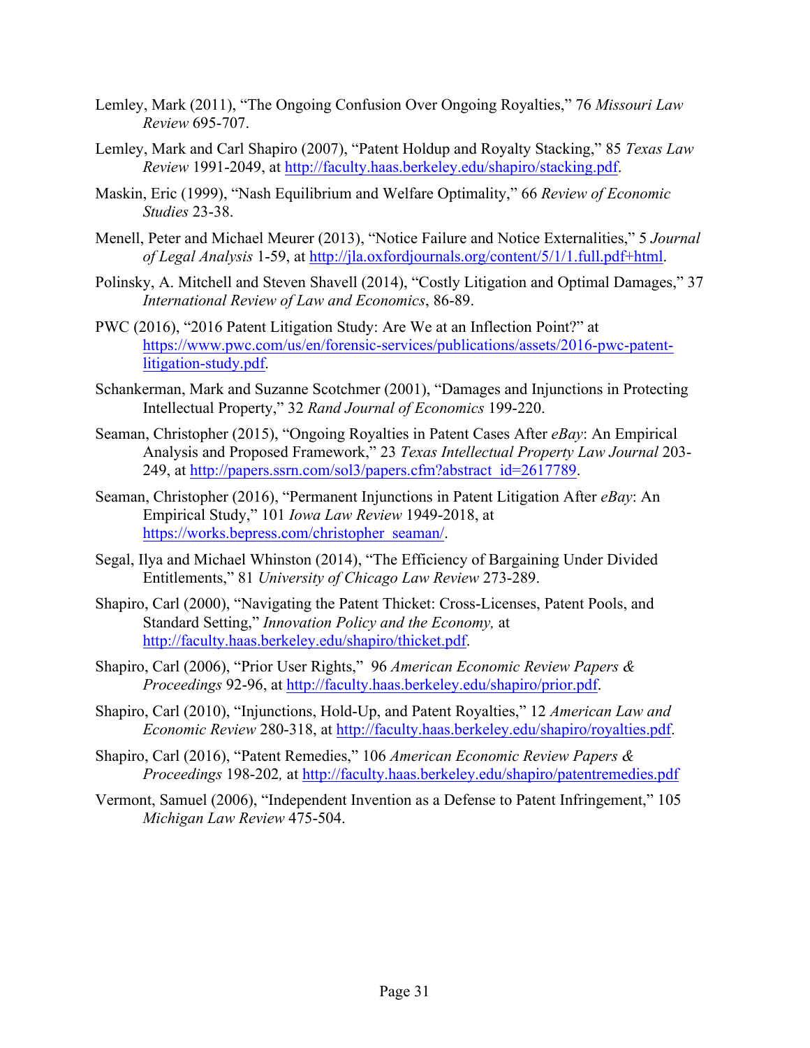Lemley, Mark (2011), "The Ongoing Confusion Over Ongoing Royalties," 76 *Missouri Law Review* 695-707.

Lemley, Mark and Carl Shapiro (2007), "Patent Holdup and Royalty Stacking," 85 *Texas Law Review* 1991-2049, at http://faculty.haas.berkeley.edu/shapiro/stacking.pdf.

Maskin, Eric (1999), "Nash Equilibrium and Welfare Optimality," 66 *Review of Economic Studies* 23-38.

Menell, Peter and Michael Meurer (2013), "Notice Failure and Notice Externalities," 5 *Journal of Legal Analysis* 1-59, at http://jla.oxfordjournals.org/content/5/1/1.full.pdf+html.

Polinsky, A. Mitchell and Steven Shavell (2014), "Costly Litigation and Optimal Damages," 37 *International Review of Law and Economics*, 86-89.

PWC (2016), "2016 Patent Litigation Study: Are We at an Inflection Point?" at https://www.pwc.com/us/en/forensic-services/publications/assets/2016-pwc-patent-litigation-study.pdf.

Schankerman, Mark and Suzanne Scotchmer (2001), "Damages and Injunctions in Protecting Intellectual Property," 32 *Rand Journal of Economics* 199-220.

Seaman, Christopher (2015), "Ongoing Royalties in Patent Cases After *eBay*: An Empirical Analysis and Proposed Framework," 23 *Texas Intellectual Property Law Journal* 203-249, at http://papers.ssrn.com/sol3/papers.cfm?abstract_id=2617789.

Seaman, Christopher (2016), "Permanent Injunctions in Patent Litigation After *eBay*: An Empirical Study," 101 *Iowa Law Review* 1949-2018, at https://works.bepress.com/christopher_seaman/.

Segal, Ilya and Michael Whinston (2014), "The Efficiency of Bargaining Under Divided Entitlements," 81 *University of Chicago Law Review* 273-289.

Shapiro, Carl (2000), "Navigating the Patent Thicket: Cross-Licenses, Patent Pools, and Standard Setting," *Innovation Policy and the Economy,* at http://faculty.haas.berkeley.edu/shapiro/thicket.pdf.

Shapiro, Carl (2006), "Prior User Rights," 96 *American Economic Review Papers & Proceedings* 92-96, at http://faculty.haas.berkeley.edu/shapiro/prior.pdf.

Shapiro, Carl (2010), "Injunctions, Hold-Up, and Patent Royalties," 12 *American Law and Economic Review* 280-318, at http://faculty.haas.berkeley.edu/shapiro/royalties.pdf.

Shapiro, Carl (2016), "Patent Remedies," 106 *American Economic Review Papers & Proceedings* 198-202*,* at http://faculty.haas.berkeley.edu/shapiro/patentremedies.pdf

Vermont, Samuel (2006), "Independent Invention as a Defense to Patent Infringement," 105 *Michigan Law Review* 475-504.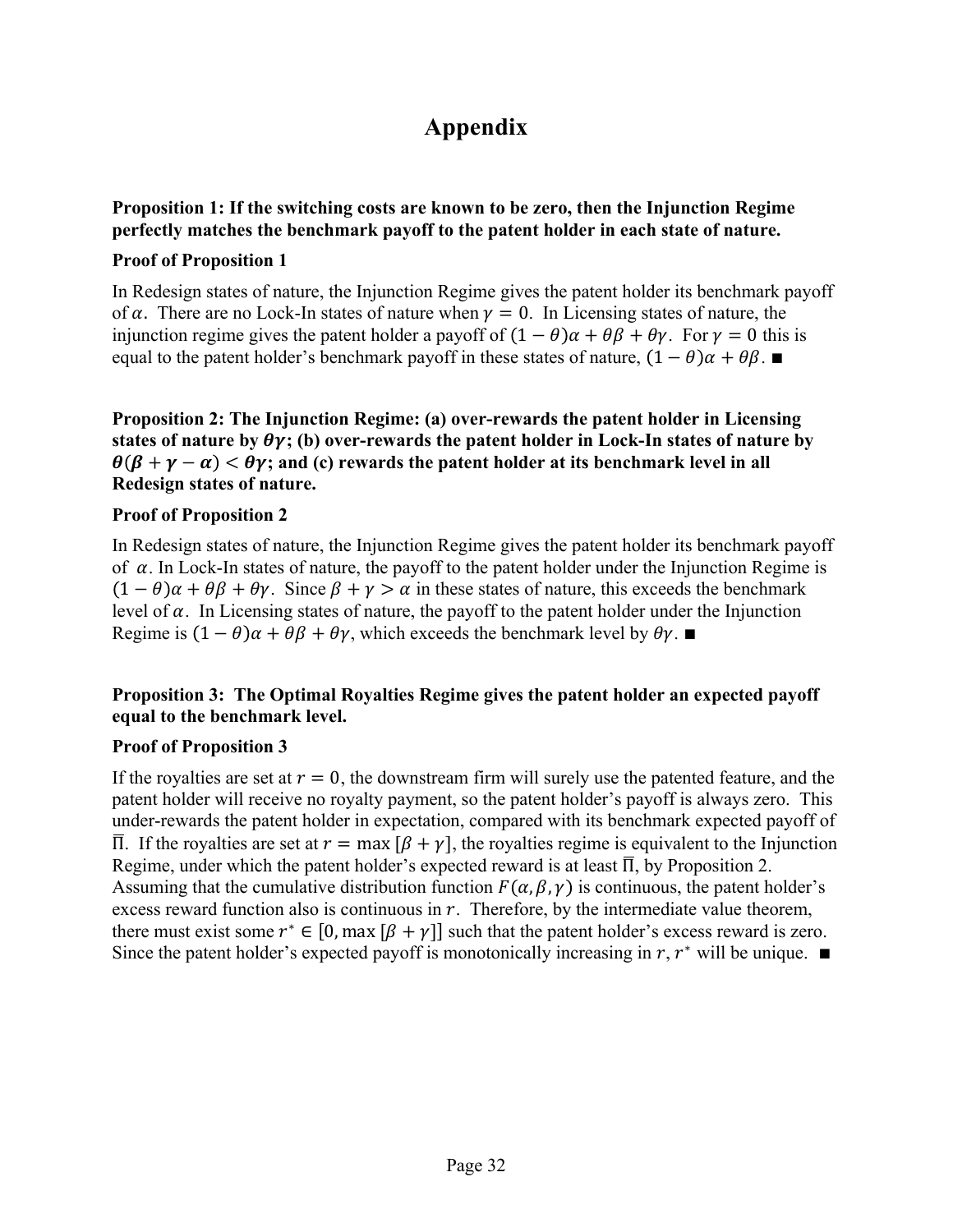# Appendix

**Proposition 1: If the switching costs are known to be zero, then the Injunction Regime perfectly matches the benchmark payoff to the patent holder in each state of nature.**

**Proof of Proposition 1**

In Redesign states of nature, the Injunction Regime gives the patent holder its benchmark payoff of $\alpha$. There are no Lock-In states of nature when $\gamma = 0$. In Licensing states of nature, the injunction regime gives the patent holder a payoff of $(1 - \theta)\alpha + \theta\beta + \theta\gamma$. For $\gamma = 0$ this is equal to the patent holder's benchmark payoff in these states of nature, $(1 - \theta)\alpha + \theta\beta$. ■

**Proposition 2: The Injunction Regime: (a) over-rewards the patent holder in Licensing states of nature by $\theta\gamma$; (b) over-rewards the patent holder in Lock-In states of nature by $\theta(\beta + \gamma - \alpha) < \theta\gamma$; and (c) rewards the patent holder at its benchmark level in all Redesign states of nature.**

**Proof of Proposition 2**

In Redesign states of nature, the Injunction Regime gives the patent holder its benchmark payoff of $\alpha$. In Lock-In states of nature, the payoff to the patent holder under the Injunction Regime is $(1 - \theta)\alpha + \theta\beta + \theta\gamma$. Since $\beta + \gamma > \alpha$ in these states of nature, this exceeds the benchmark level of $\alpha$. In Licensing states of nature, the payoff to the patent holder under the Injunction Regime is $(1 - \theta)\alpha + \theta\beta + \theta\gamma$, which exceeds the benchmark level by $\theta\gamma$. ■

**Proposition 3: The Optimal Royalties Regime gives the patent holder an expected payoff equal to the benchmark level.**

**Proof of Proposition 3**

If the royalties are set at $r = 0$, the downstream firm will surely use the patented feature, and the patent holder will receive no royalty payment, so the patent holder's payoff is always zero. This under-rewards the patent holder in expectation, compared with its benchmark expected payoff of $\overline{\Pi}$. If the royalties are set at $r = \max[\beta + \gamma]$, the royalties regime is equivalent to the Injunction Regime, under which the patent holder's expected reward is at least $\overline{\Pi}$, by Proposition 2. Assuming that the cumulative distribution function $F(\alpha, \beta, \gamma)$ is continuous, the patent holder's excess reward function also is continuous in $r$. Therefore, by the intermediate value theorem, there must exist some $r^* \in [0, \max[\beta + \gamma]]$ such that the patent holder's excess reward is zero. Since the patent holder's expected payoff is monotonically increasing in $r$, $r^*$ will be unique. ■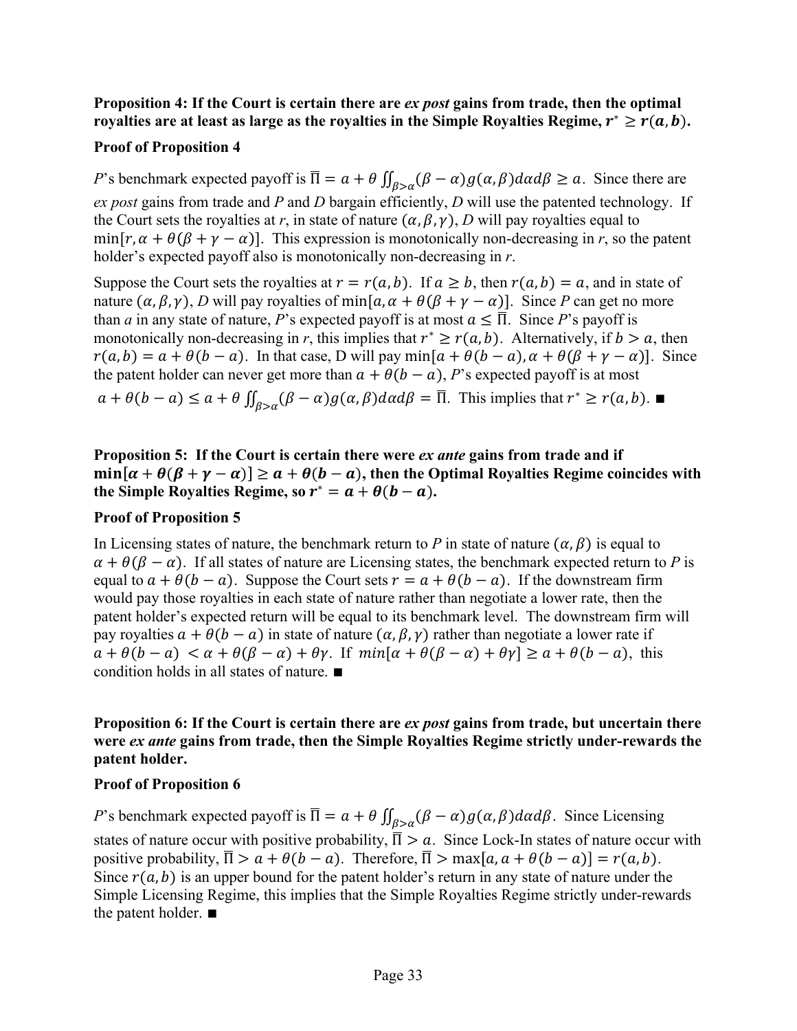**Proposition 4: If the Court is certain there are *ex post* gains from trade, then the optimal royalties are at least as large as the royalties in the Simple Royalties Regime, $r^* \geq r(a, b)$.**

**Proof of Proposition 4**

*P*'s benchmark expected payoff is $\overline{\Pi} = a + \theta \iint_{\beta > \alpha} (\beta - \alpha) g(\alpha, \beta) d\alpha d\beta \geq a$. Since there are *ex post* gains from trade and *P* and *D* bargain efficiently, *D* will use the patented technology. If the Court sets the royalties at *r*, in state of nature $(\alpha, \beta, \gamma)$, *D* will pay royalties equal to $\min[r, \alpha + \theta(\beta + \gamma - \alpha)]$. This expression is monotonically non-decreasing in *r*, so the patent holder's expected payoff also is monotonically non-decreasing in *r*.

Suppose the Court sets the royalties at $r = r(a, b)$. If $a \geq b$, then $r(a, b) = a$, and in state of nature $(\alpha, \beta, \gamma)$, *D* will pay royalties of $\min[a, \alpha + \theta(\beta + \gamma - \alpha)]$. Since *P* can get no more than *a* in any state of nature, *P*'s expected payoff is at most $a \leq \overline{\Pi}$. Since *P*'s payoff is monotonically non-decreasing in *r*, this implies that $r^* \geq r(a, b)$. Alternatively, if $b > a$, then $r(a, b) = a + \theta(b - a)$. In that case, D will pay $\min[a + \theta(b - a), \alpha + \theta(\beta + \gamma - \alpha)]$. Since the patent holder can never get more than $a + \theta(b - a)$, *P*'s expected payoff is at most $a + \theta(b - a) \leq a + \theta \iint_{\beta > \alpha} (\beta - \alpha) g(\alpha, \beta) d\alpha d\beta = \overline{\Pi}$. This implies that $r^* \geq r(a, b)$. ∎

**Proposition 5: If the Court is certain there were *ex ante* gains from trade and if $\min[\alpha + \theta(\beta + \gamma - \alpha)] \geq a + \theta(b - a)$, then the Optimal Royalties Regime coincides with the Simple Royalties Regime, so $r^* = a + \theta(b - a)$.**

**Proof of Proposition 5**

In Licensing states of nature, the benchmark return to *P* in state of nature $(\alpha, \beta)$ is equal to $\alpha + \theta(\beta - \alpha)$. If all states of nature are Licensing states, the benchmark expected return to *P* is equal to $a + \theta(b - a)$. Suppose the Court sets $r = a + \theta(b - a)$. If the downstream firm would pay those royalties in each state of nature rather than negotiate a lower rate, then the patent holder's expected return will be equal to its benchmark level. The downstream firm will pay royalties $a + \theta(b - a)$ in state of nature $(\alpha, \beta, \gamma)$ rather than negotiate a lower rate if $a + \theta(b - a) < \alpha + \theta(\beta - \alpha) + \theta\gamma$. If $\min[\alpha + \theta(\beta - \alpha) + \theta\gamma] \geq a + \theta(b - a)$, this condition holds in all states of nature. ∎

**Proposition 6: If the Court is certain there are *ex post* gains from trade, but uncertain there were *ex ante* gains from trade, then the Simple Royalties Regime strictly under-rewards the patent holder.**

**Proof of Proposition 6**

*P*'s benchmark expected payoff is $\overline{\Pi} = a + \theta \iint_{\beta > \alpha} (\beta - \alpha) g(\alpha, \beta) d\alpha d\beta$. Since Licensing states of nature occur with positive probability, $\overline{\Pi} > a$. Since Lock-In states of nature occur with positive probability, $\overline{\Pi} > a + \theta(b - a)$. Therefore, $\overline{\Pi} > \max[a, a + \theta(b - a)] = r(a, b)$. Since $r(a, b)$ is an upper bound for the patent holder's return in any state of nature under the Simple Licensing Regime, this implies that the Simple Royalties Regime strictly under-rewards the patent holder. ∎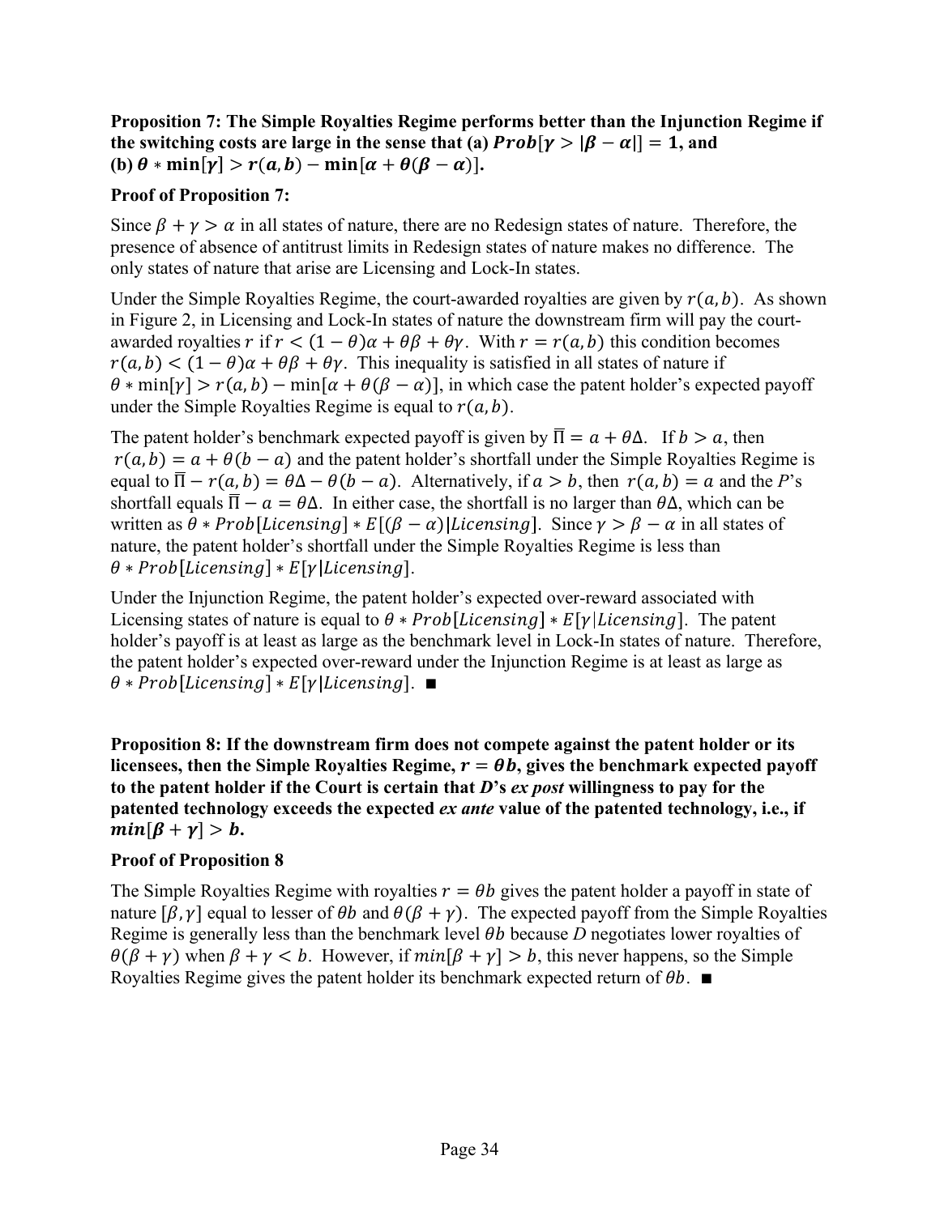**Proposition 7: The Simple Royalties Regime performs better than the Injunction Regime if the switching costs are large in the sense that (a) $Prob[\gamma > |\beta - \alpha|] = 1$, and (b) $\theta * \min[\gamma] > r(a,b) - \min[\alpha + \theta(\beta - \alpha)]$.**

**Proof of Proposition 7:**

Since $\beta + \gamma > \alpha$ in all states of nature, there are no Redesign states of nature. Therefore, the presence of absence of antitrust limits in Redesign states of nature makes no difference. The only states of nature that arise are Licensing and Lock-In states.

Under the Simple Royalties Regime, the court-awarded royalties are given by $r(a,b)$. As shown in Figure 2, in Licensing and Lock-In states of nature the downstream firm will pay the court-awarded royalties $r$ if $r < (1-\theta)\alpha + \theta\beta + \theta\gamma$. With $r = r(a,b)$ this condition becomes $r(a,b) < (1-\theta)\alpha + \theta\beta + \theta\gamma$. This inequality is satisfied in all states of nature if $\theta * \min[\gamma] > r(a,b) - \min[\alpha + \theta(\beta - \alpha)]$, in which case the patent holder's expected payoff under the Simple Royalties Regime is equal to $r(a,b)$.

The patent holder's benchmark expected payoff is given by $\overline{\Pi} = a + \theta\Delta$. If $b > a$, then $r(a,b) = a + \theta(b-a)$ and the patent holder's shortfall under the Simple Royalties Regime is equal to $\overline{\Pi} - r(a,b) = \theta\Delta - \theta(b-a)$. Alternatively, if $a > b$, then $r(a,b) = a$ and the $P$'s shortfall equals $\overline{\Pi} - a = \theta\Delta$. In either case, the shortfall is no larger than $\theta\Delta$, which can be written as $\theta * Prob[Licensing] * E[(\beta - \alpha)|Licensing]$. Since $\gamma > \beta - \alpha$ in all states of nature, the patent holder's shortfall under the Simple Royalties Regime is less than $\theta * Prob[Licensing] * E[\gamma|Licensing]$.

Under the Injunction Regime, the patent holder's expected over-reward associated with Licensing states of nature is equal to $\theta * Prob[Licensing] * E[\gamma|Licensing]$. The patent holder's payoff is at least as large as the benchmark level in Lock-In states of nature. Therefore, the patent holder's expected over-reward under the Injunction Regime is at least as large as $\theta * Prob[Licensing] * E[\gamma|Licensing]$. ■

**Proposition 8: If the downstream firm does not compete against the patent holder or its licensees, then the Simple Royalties Regime, $r = \theta b$, gives the benchmark expected payoff to the patent holder if the Court is certain that *D*'s *ex post* willingness to pay for the patented technology exceeds the expected *ex ante* value of the patented technology, i.e., if $min[\beta + \gamma] > b$.**

**Proof of Proposition 8**

The Simple Royalties Regime with royalties $r = \theta b$ gives the patent holder a payoff in state of nature $[\beta, \gamma]$ equal to lesser of $\theta b$ and $\theta(\beta + \gamma)$. The expected payoff from the Simple Royalties Regime is generally less than the benchmark level $\theta b$ because $D$ negotiates lower royalties of $\theta(\beta + \gamma)$ when $\beta + \gamma < b$. However, if $min[\beta + \gamma] > b$, this never happens, so the Simple Royalties Regime gives the patent holder its benchmark expected return of $\theta b$. ■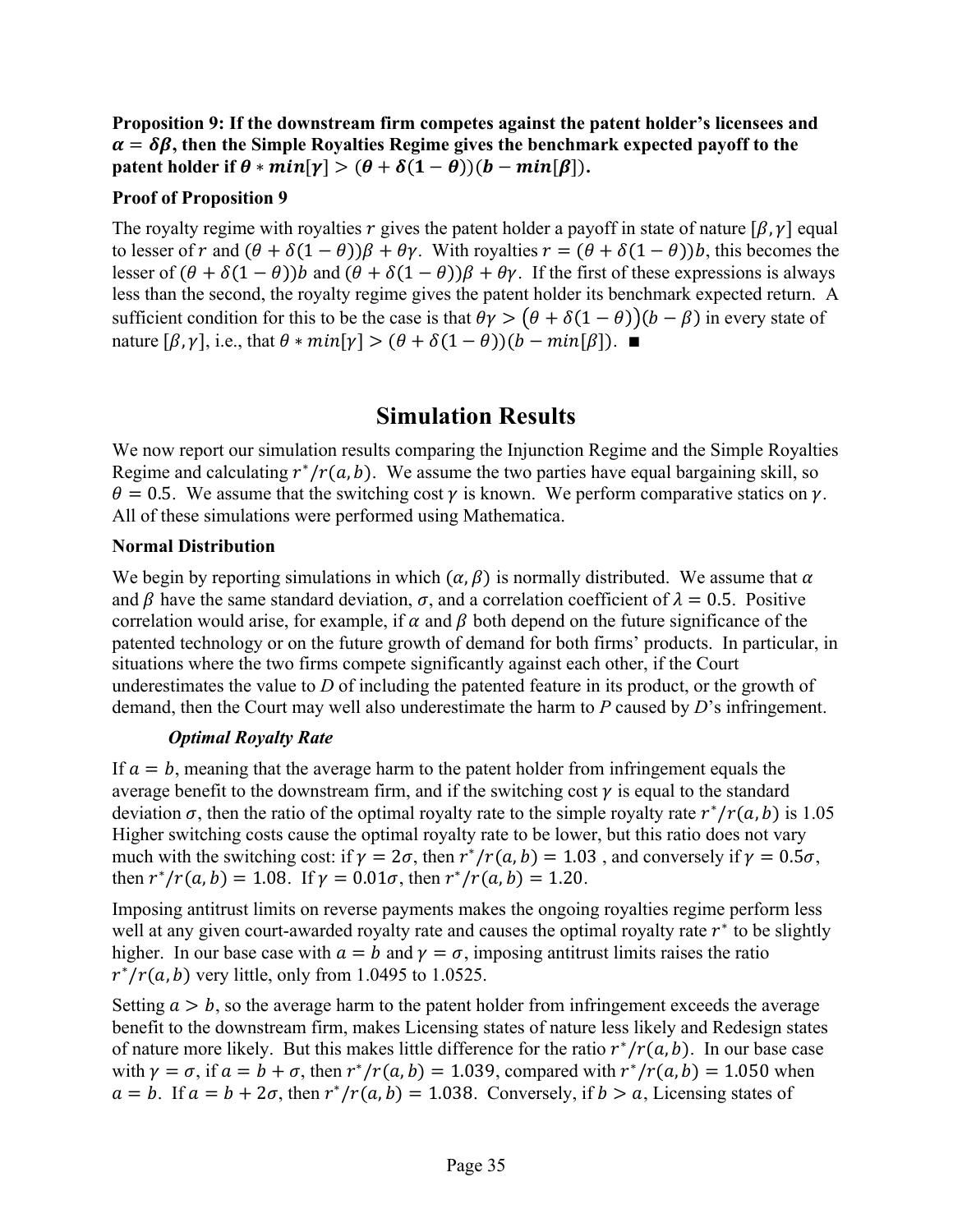**Proposition 9: If the downstream firm competes against the patent holder's licensees and $\boldsymbol{\alpha = \delta\beta}$, then the Simple Royalties Regime gives the benchmark expected payoff to the patent holder if $\boldsymbol{\theta * min[\gamma] > (\theta + \delta(1-\theta))(b - min[\beta])}$.**

**Proof of Proposition 9**

The royalty regime with royalties $r$ gives the patent holder a payoff in state of nature $[\beta, \gamma]$ equal to lesser of $r$ and $(\theta + \delta(1-\theta))\beta + \theta\gamma$. With royalties $r = (\theta + \delta(1-\theta))b$, this becomes the lesser of $(\theta + \delta(1-\theta))b$ and $(\theta + \delta(1-\theta))\beta + \theta\gamma$. If the first of these expressions is always less than the second, the royalty regime gives the patent holder its benchmark expected return. A sufficient condition for this to be the case is that $\theta\gamma > (\theta + \delta(1-\theta))(b - \beta)$ in every state of nature $[\beta, \gamma]$, i.e., that $\theta * min[\gamma] > (\theta + \delta(1-\theta))(b - min[\beta])$. ■

# Simulation Results

We now report our simulation results comparing the Injunction Regime and the Simple Royalties Regime and calculating $r^*/r(a, b)$. We assume the two parties have equal bargaining skill, so $\theta = 0.5$. We assume that the switching cost $\gamma$ is known. We perform comparative statics on $\gamma$. All of these simulations were performed using Mathematica.

**Normal Distribution**

We begin by reporting simulations in which $(\alpha, \beta)$ is normally distributed. We assume that $\alpha$ and $\beta$ have the same standard deviation, $\sigma$, and a correlation coefficient of $\lambda = 0.5$. Positive correlation would arise, for example, if $\alpha$ and $\beta$ both depend on the future significance of the patented technology or on the future growth of demand for both firms' products. In particular, in situations where the two firms compete significantly against each other, if the Court underestimates the value to *D* of including the patented feature in its product, or the growth of demand, then the Court may well also underestimate the harm to *P* caused by *D*'s infringement.

***Optimal Royalty Rate***

If $a = b$, meaning that the average harm to the patent holder from infringement equals the average benefit to the downstream firm, and if the switching cost $\gamma$ is equal to the standard deviation $\sigma$, then the ratio of the optimal royalty rate to the simple royalty rate $r^*/r(a, b)$ is 1.05 Higher switching costs cause the optimal royalty rate to be lower, but this ratio does not vary much with the switching cost: if $\gamma = 2\sigma$, then $r^*/r(a, b) = 1.03$ , and conversely if $\gamma = 0.5\sigma$, then $r^*/r(a, b) = 1.08$. If $\gamma = 0.01\sigma$, then $r^*/r(a, b) = 1.20$.

Imposing antitrust limits on reverse payments makes the ongoing royalties regime perform less well at any given court-awarded royalty rate and causes the optimal royalty rate $r^*$ to be slightly higher. In our base case with $a = b$ and $\gamma = \sigma$, imposing antitrust limits raises the ratio $r^*/r(a, b)$ very little, only from 1.0495 to 1.0525.

Setting $a > b$, so the average harm to the patent holder from infringement exceeds the average benefit to the downstream firm, makes Licensing states of nature less likely and Redesign states of nature more likely. But this makes little difference for the ratio $r^*/r(a, b)$. In our base case with $\gamma = \sigma$, if $a = b + \sigma$, then $r^*/r(a, b) = 1.039$, compared with $r^*/r(a, b) = 1.050$ when $a = b$. If $a = b + 2\sigma$, then $r^*/r(a, b) = 1.038$. Conversely, if $b > a$, Licensing states of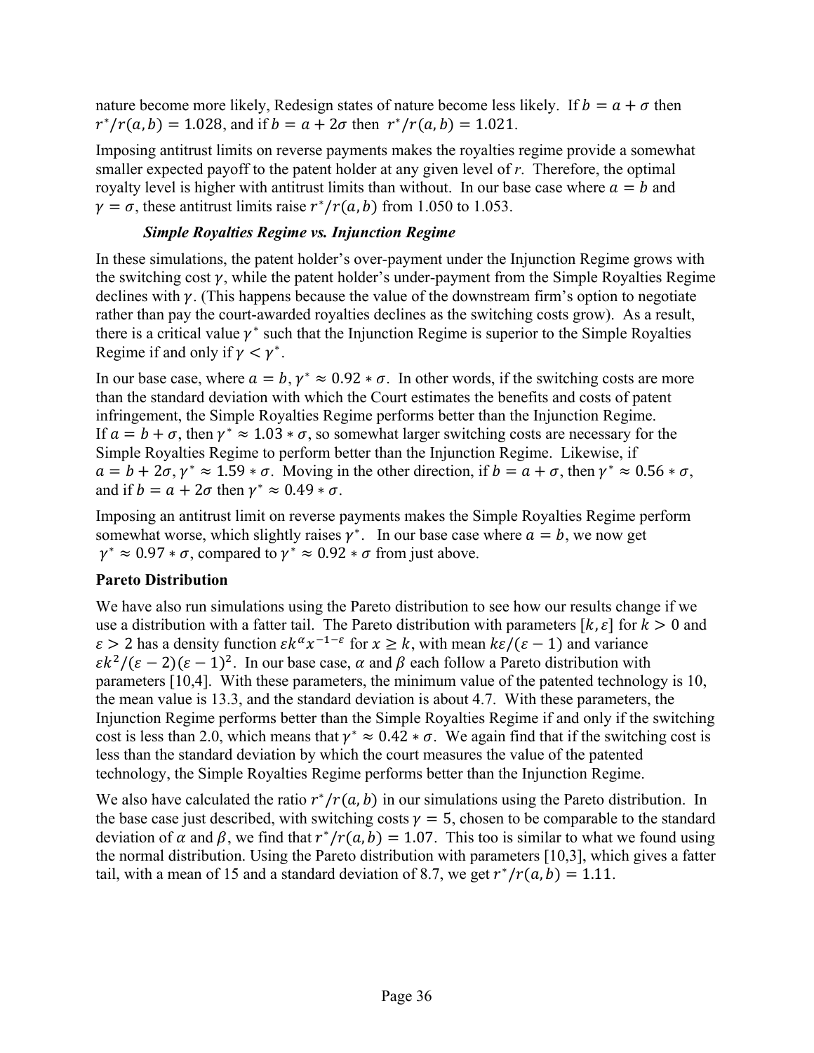nature become more likely, Redesign states of nature become less likely. If $b = a + \sigma$ then $r^*/r(a, b) = 1.028$, and if $b = a + 2\sigma$ then $r^*/r(a, b) = 1.021$.

Imposing antitrust limits on reverse payments makes the royalties regime provide a somewhat smaller expected payoff to the patent holder at any given level of *r*. Therefore, the optimal royalty level is higher with antitrust limits than without. In our base case where $a = b$ and $\gamma = \sigma$, these antitrust limits raise $r^*/r(a, b)$ from 1.050 to 1.053.

***Simple Royalties Regime vs. Injunction Regime***

In these simulations, the patent holder's over-payment under the Injunction Regime grows with the switching cost $\gamma$, while the patent holder's under-payment from the Simple Royalties Regime declines with $\gamma$. (This happens because the value of the downstream firm's option to negotiate rather than pay the court-awarded royalties declines as the switching costs grow). As a result, there is a critical value $\gamma^*$ such that the Injunction Regime is superior to the Simple Royalties Regime if and only if $\gamma < \gamma^*$.

In our base case, where $a = b$, $\gamma^* \approx 0.92 * \sigma$. In other words, if the switching costs are more than the standard deviation with which the Court estimates the benefits and costs of patent infringement, the Simple Royalties Regime performs better than the Injunction Regime. If $a = b + \sigma$, then $\gamma^* \approx 1.03 * \sigma$, so somewhat larger switching costs are necessary for the Simple Royalties Regime to perform better than the Injunction Regime. Likewise, if $a = b + 2\sigma$, $\gamma^* \approx 1.59 * \sigma$. Moving in the other direction, if $b = a + \sigma$, then $\gamma^* \approx 0.56 * \sigma$, and if $b = a + 2\sigma$ then $\gamma^* \approx 0.49 * \sigma$.

Imposing an antitrust limit on reverse payments makes the Simple Royalties Regime perform somewhat worse, which slightly raises $\gamma^*$. In our base case where $a = b$, we now get $\gamma^* \approx 0.97 * \sigma$, compared to $\gamma^* \approx 0.92 * \sigma$ from just above.

**Pareto Distribution**

We have also run simulations using the Pareto distribution to see how our results change if we use a distribution with a fatter tail. The Pareto distribution with parameters $[k, \varepsilon]$ for $k > 0$ and $\varepsilon > 2$ has a density function $\varepsilon k^{\alpha} x^{-1-\varepsilon}$ for $x \geq k$, with mean $k\varepsilon/(\varepsilon - 1)$ and variance $\varepsilon k^2/(\varepsilon - 2)(\varepsilon - 1)^2$. In our base case, $\alpha$ and $\beta$ each follow a Pareto distribution with parameters [10,4]. With these parameters, the minimum value of the patented technology is 10, the mean value is 13.3, and the standard deviation is about 4.7. With these parameters, the Injunction Regime performs better than the Simple Royalties Regime if and only if the switching cost is less than 2.0, which means that $\gamma^* \approx 0.42 * \sigma$. We again find that if the switching cost is less than the standard deviation by which the court measures the value of the patented technology, the Simple Royalties Regime performs better than the Injunction Regime.

We also have calculated the ratio $r^*/r(a, b)$ in our simulations using the Pareto distribution. In the base case just described, with switching costs $\gamma = 5$, chosen to be comparable to the standard deviation of $\alpha$ and $\beta$, we find that $r^*/r(a, b) = 1.07$. This too is similar to what we found using the normal distribution. Using the Pareto distribution with parameters [10,3], which gives a fatter tail, with a mean of 15 and a standard deviation of 8.7, we get $r^*/r(a, b) = 1.11$.